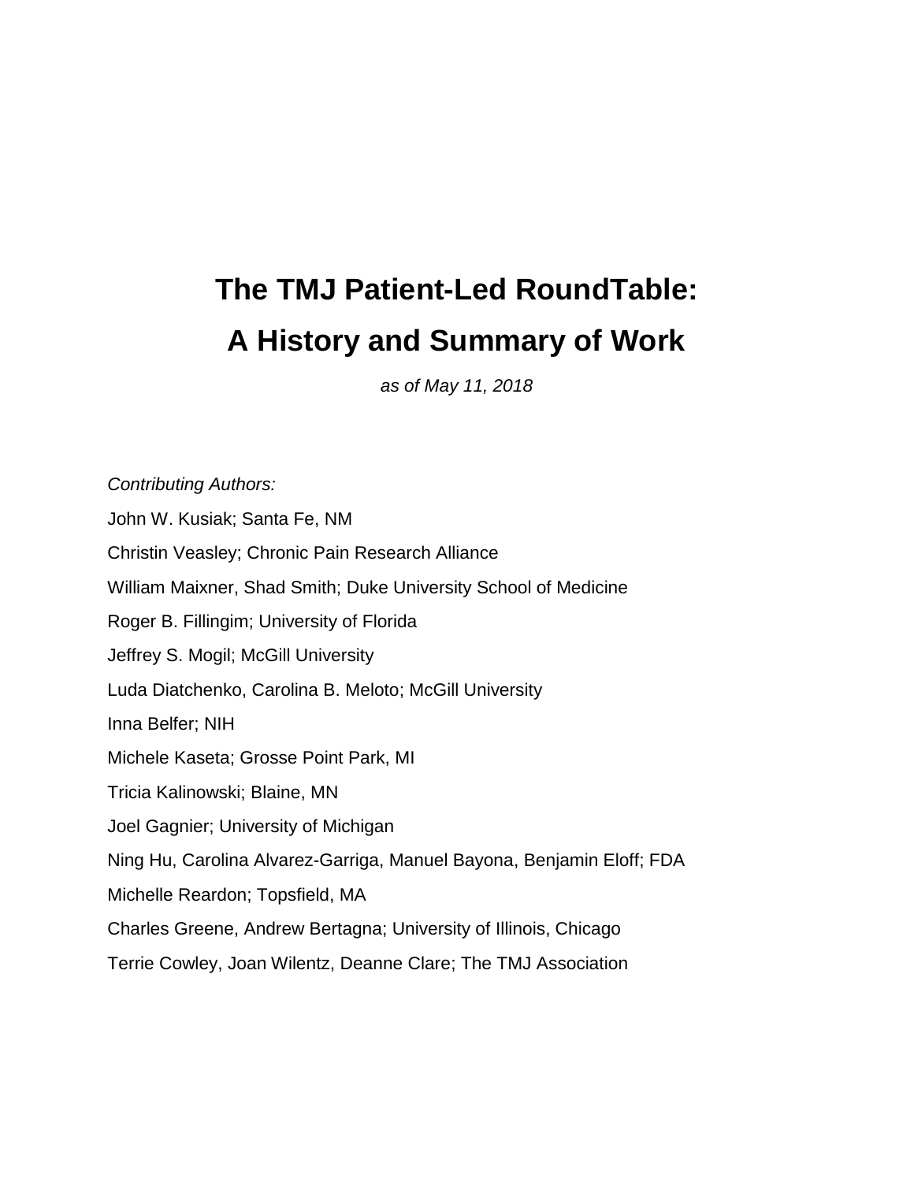# The TMJ Patient-Led RoundTable:
# A History and Summary of Work

*as of May 11, 2018*

*Contributing Authors:*

John W. Kusiak; Santa Fe, NM

Christin Veasley; Chronic Pain Research Alliance

William Maixner, Shad Smith; Duke University School of Medicine

Roger B. Fillingim; University of Florida

Jeffrey S. Mogil; McGill University

Luda Diatchenko, Carolina B. Meloto; McGill University

Inna Belfer; NIH

Michele Kaseta; Grosse Point Park, MI

Tricia Kalinowski; Blaine, MN

Joel Gagnier; University of Michigan

Ning Hu, Carolina Alvarez-Garriga, Manuel Bayona, Benjamin Eloff; FDA

Michelle Reardon; Topsfield, MA

Charles Greene, Andrew Bertagna; University of Illinois, Chicago

Terrie Cowley, Joan Wilentz, Deanne Clare; The TMJ Association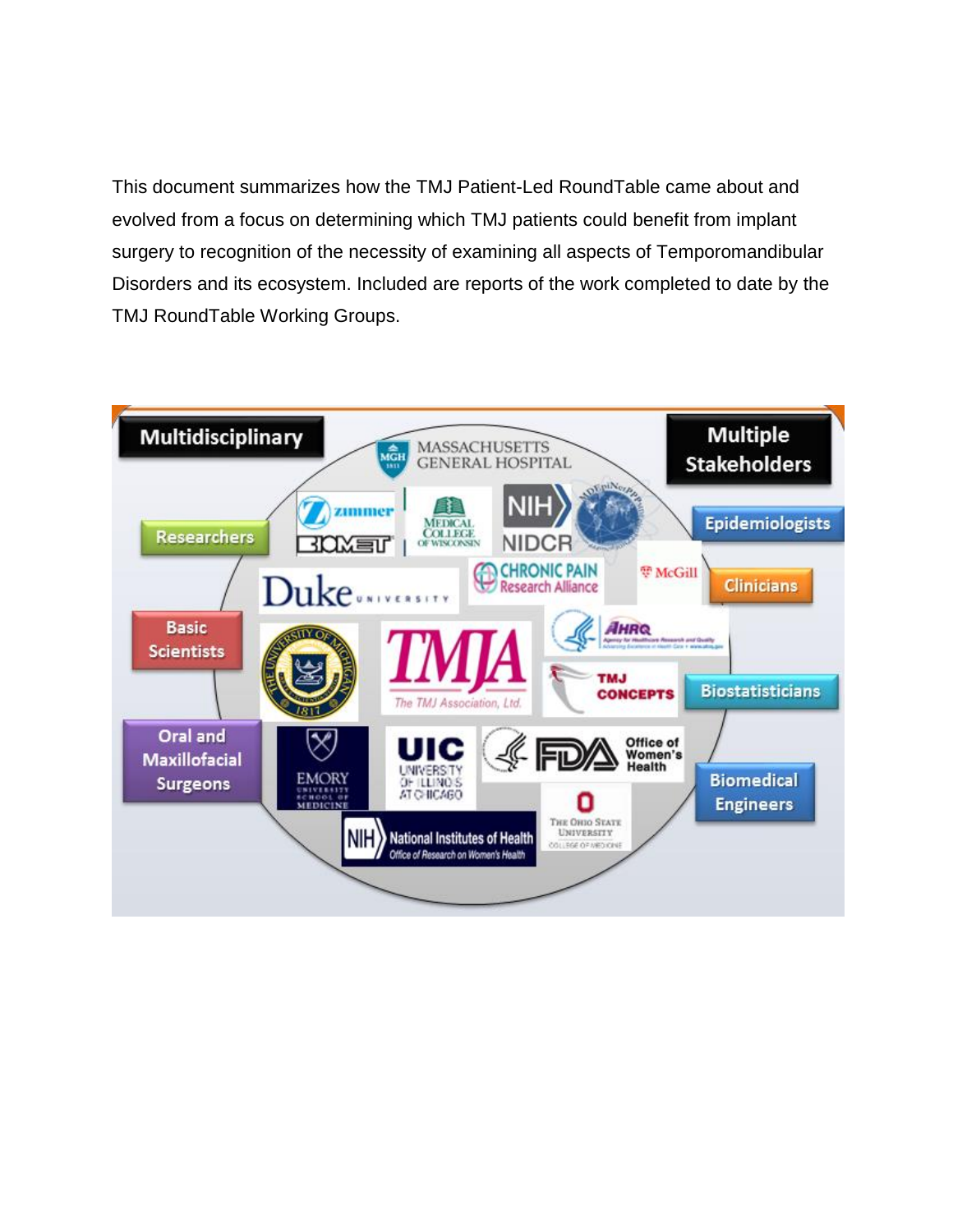This document summarizes how the TMJ Patient-Led RoundTable came about and evolved from a focus on determining which TMJ patients could benefit from implant surgery to recognition of the necessity of examining all aspects of Temporomandibular Disorders and its ecosystem. Included are reports of the work completed to date by the TMJ RoundTable Working Groups.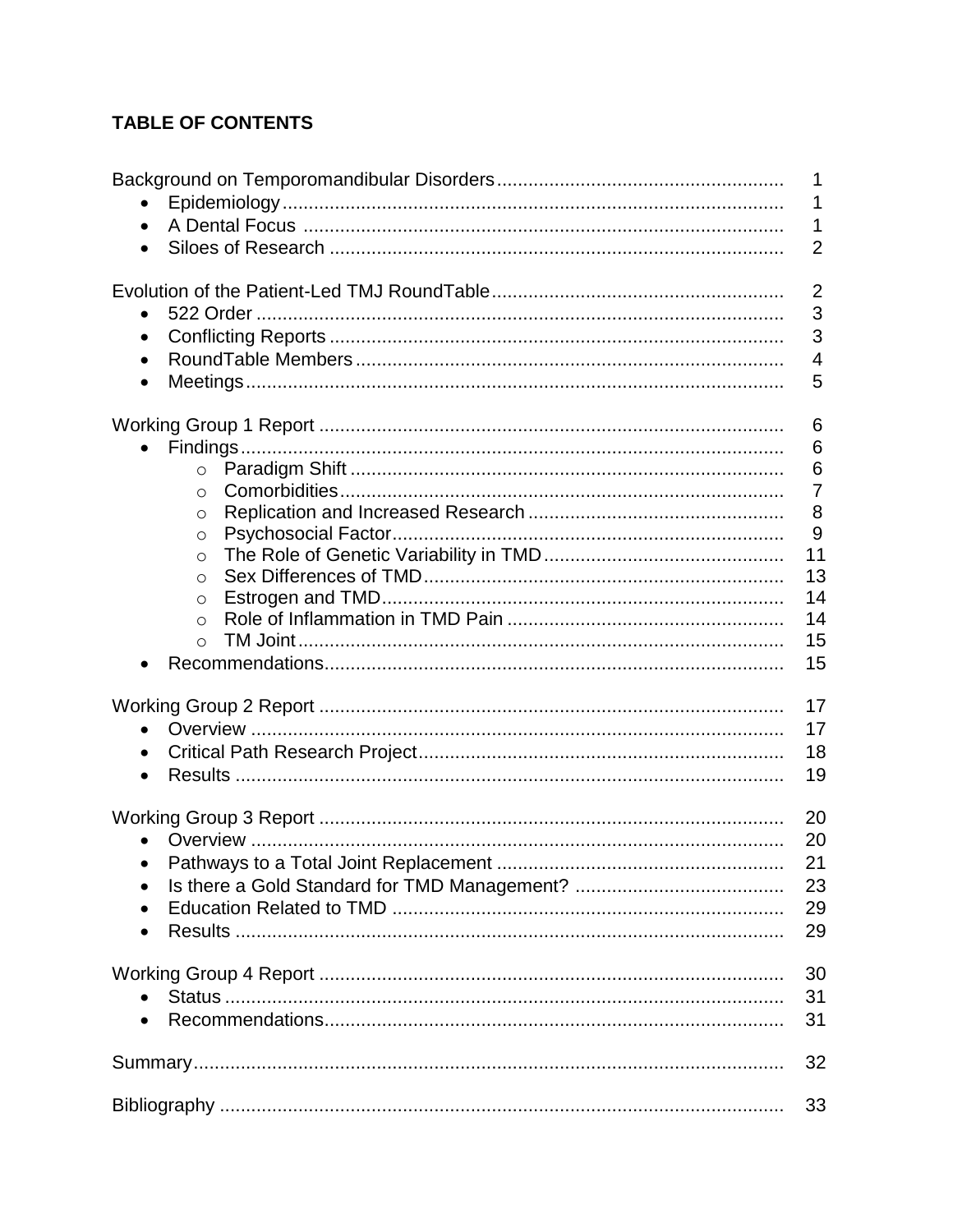## TABLE OF CONTENTS

| | |
|---|---|
| Background on Temporomandibular Disorders | 1 |
| • Epidemiology | 1 |
| • A Dental Focus | 1 |
| • Siloes of Research | 2 |
| Evolution of the Patient-Led TMJ RoundTable | 2 |
| • 522 Order | 3 |
| • Conflicting Reports | 3 |
| • RoundTable Members | 4 |
| • Meetings | 5 |
| Working Group 1 Report | 6 |
| • Findings | 6 |
| ○ Paradigm Shift | 6 |
| ○ Comorbidities | 7 |
| ○ Replication and Increased Research | 8 |
| ○ Psychosocial Factor | 9 |
| ○ The Role of Genetic Variability in TMD | 11 |
| ○ Sex Differences of TMD | 13 |
| ○ Estrogen and TMD | 14 |
| ○ Role of Inflammation in TMD Pain | 14 |
| ○ TM Joint | 15 |
| • Recommendations | 15 |
| Working Group 2 Report | 17 |
| • Overview | 17 |
| • Critical Path Research Project | 18 |
| • Results | 19 |
| Working Group 3 Report | 20 |
| • Overview | 20 |
| • Pathways to a Total Joint Replacement | 21 |
| • Is there a Gold Standard for TMD Management? | 23 |
| • Education Related to TMD | 29 |
| • Results | 29 |
| Working Group 4 Report | 30 |
| • Status | 31 |
| • Recommendations | 31 |
| Summary | 32 |
| Bibliography | 33 |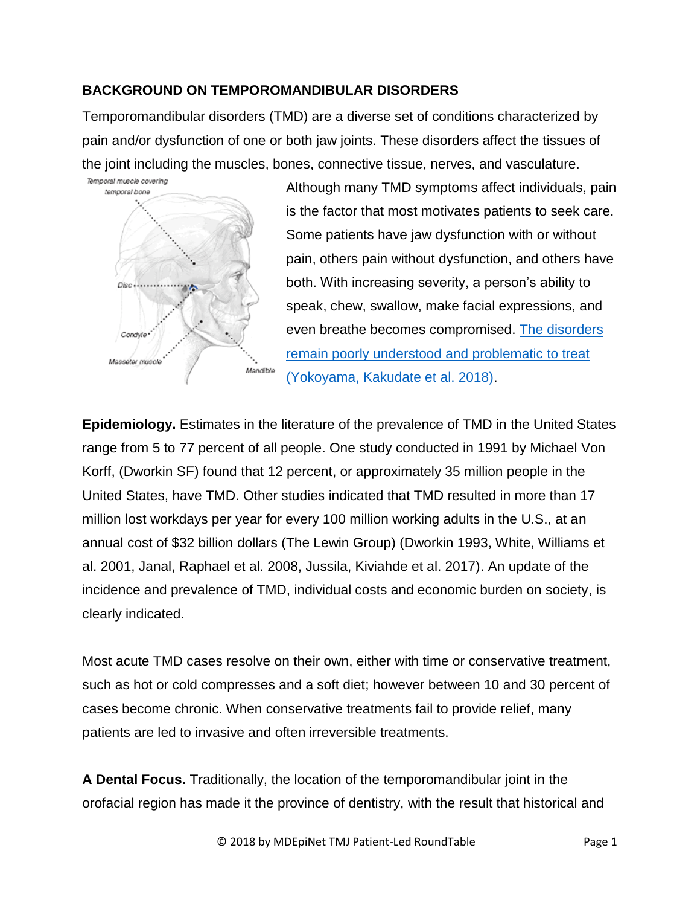## BACKGROUND ON TEMPOROMANDIBULAR DISORDERS

Temporomandibular disorders (TMD) are a diverse set of conditions characterized by pain and/or dysfunction of one or both jaw joints. These disorders affect the tissues of the joint including the muscles, bones, connective tissue, nerves, and vasculature.

Although many TMD symptoms affect individuals, pain is the factor that most motivates patients to seek care. Some patients have jaw dysfunction with or without pain, others pain without dysfunction, and others have both. With increasing severity, a person's ability to speak, chew, swallow, make facial expressions, and even breathe becomes compromised. The disorders remain poorly understood and problematic to treat (Yokoyama, Kakudate et al. 2018).

**Epidemiology.** Estimates in the literature of the prevalence of TMD in the United States range from 5 to 77 percent of all people. One study conducted in 1991 by Michael Von Korff, (Dworkin SF) found that 12 percent, or approximately 35 million people in the United States, have TMD. Other studies indicated that TMD resulted in more than 17 million lost workdays per year for every 100 million working adults in the U.S., at an annual cost of $32 billion dollars (The Lewin Group) (Dworkin 1993, White, Williams et al. 2001, Janal, Raphael et al. 2008, Jussila, Kiviahde et al. 2017). An update of the incidence and prevalence of TMD, individual costs and economic burden on society, is clearly indicated.

Most acute TMD cases resolve on their own, either with time or conservative treatment, such as hot or cold compresses and a soft diet; however between 10 and 30 percent of cases become chronic. When conservative treatments fail to provide relief, many patients are led to invasive and often irreversible treatments.

**A Dental Focus.** Traditionally, the location of the temporomandibular joint in the orofacial region has made it the province of dentistry, with the result that historical and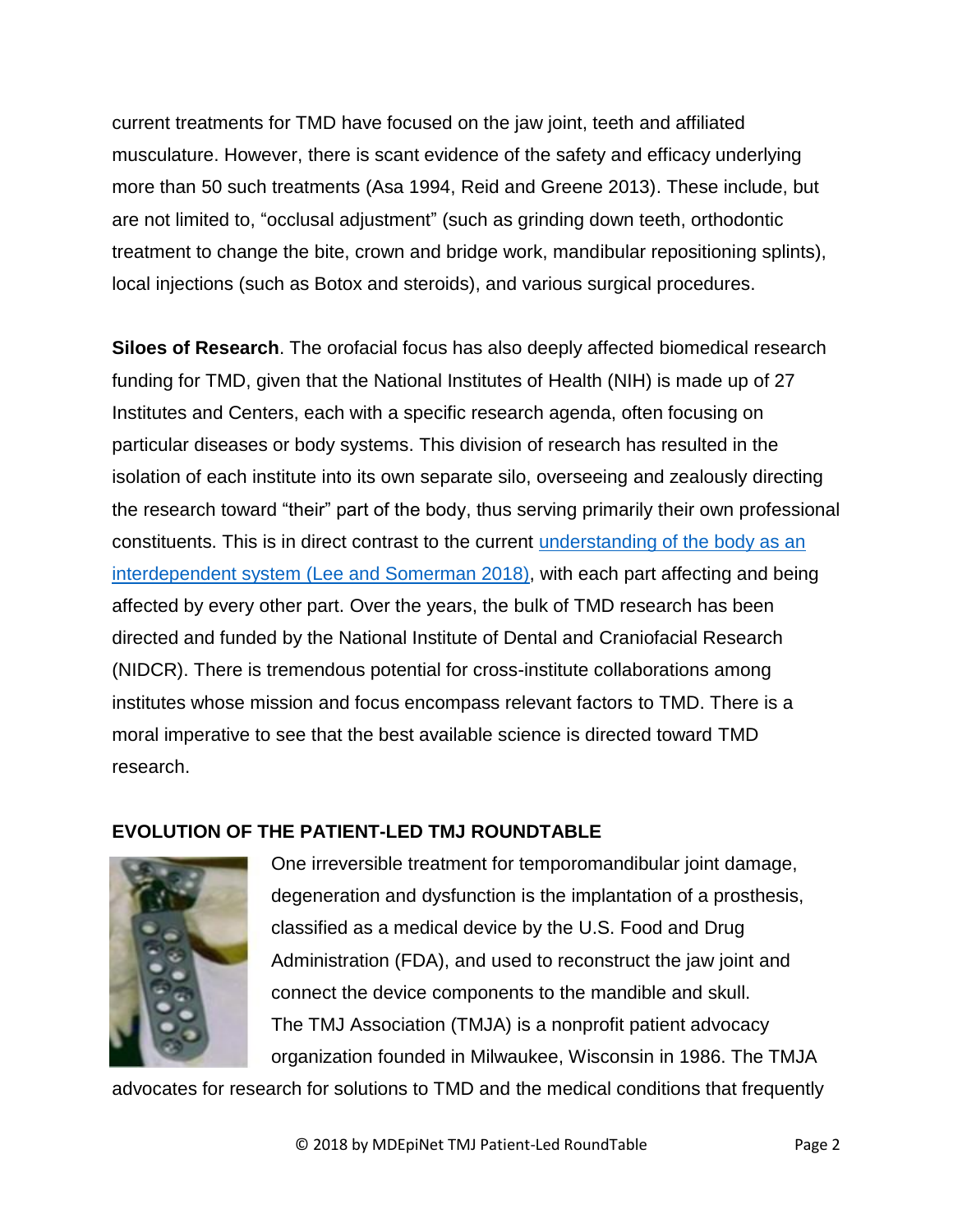current treatments for TMD have focused on the jaw joint, teeth and affiliated musculature. However, there is scant evidence of the safety and efficacy underlying more than 50 such treatments (Asa 1994, Reid and Greene 2013). These include, but are not limited to, "occlusal adjustment" (such as grinding down teeth, orthodontic treatment to change the bite, crown and bridge work, mandibular repositioning splints), local injections (such as Botox and steroids), and various surgical procedures.

**Siloes of Research**. The orofacial focus has also deeply affected biomedical research funding for TMD, given that the National Institutes of Health (NIH) is made up of 27 Institutes and Centers, each with a specific research agenda, often focusing on particular diseases or body systems. This division of research has resulted in the isolation of each institute into its own separate silo, overseeing and zealously directing the research toward "their" part of the body, thus serving primarily their own professional constituents. This is in direct contrast to the current understanding of the body as an interdependent system (Lee and Somerman 2018), with each part affecting and being affected by every other part. Over the years, the bulk of TMD research has been directed and funded by the National Institute of Dental and Craniofacial Research (NIDCR). There is tremendous potential for cross-institute collaborations among institutes whose mission and focus encompass relevant factors to TMD. There is a moral imperative to see that the best available science is directed toward TMD research.

## EVOLUTION OF THE PATIENT-LED TMJ ROUNDTABLE

One irreversible treatment for temporomandibular joint damage, degeneration and dysfunction is the implantation of a prosthesis, classified as a medical device by the U.S. Food and Drug Administration (FDA), and used to reconstruct the jaw joint and connect the device components to the mandible and skull. The TMJ Association (TMJA) is a nonprofit patient advocacy organization founded in Milwaukee, Wisconsin in 1986. The TMJA advocates for research for solutions to TMD and the medical conditions that frequently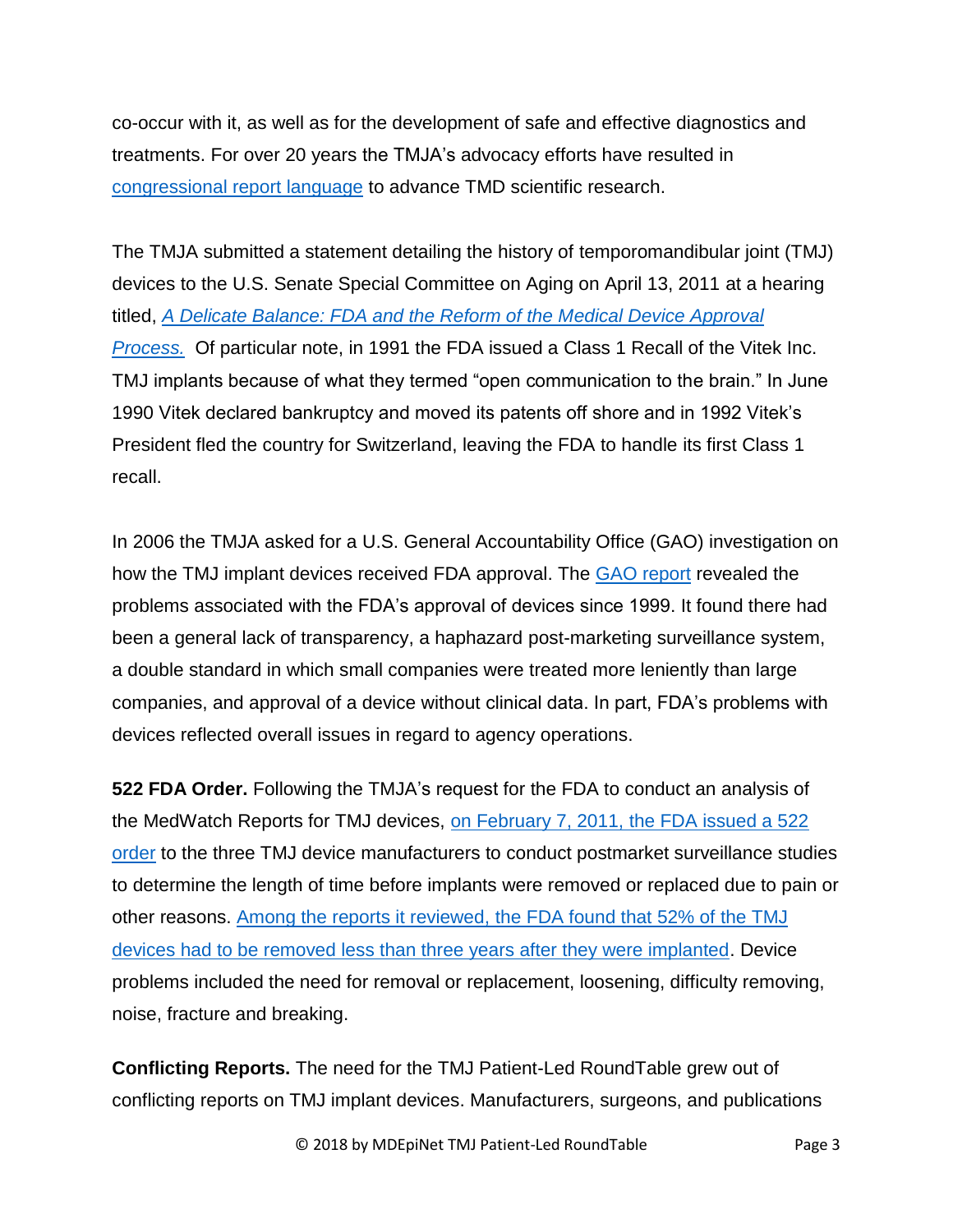co-occur with it, as well as for the development of safe and effective diagnostics and treatments. For over 20 years the TMJA's advocacy efforts have resulted in congressional report language to advance TMD scientific research.

The TMJA submitted a statement detailing the history of temporomandibular joint (TMJ) devices to the U.S. Senate Special Committee on Aging on April 13, 2011 at a hearing titled, *A Delicate Balance: FDA and the Reform of the Medical Device Approval Process.* Of particular note, in 1991 the FDA issued a Class 1 Recall of the Vitek Inc. TMJ implants because of what they termed "open communication to the brain." In June 1990 Vitek declared bankruptcy and moved its patents off shore and in 1992 Vitek's President fled the country for Switzerland, leaving the FDA to handle its first Class 1 recall.

In 2006 the TMJA asked for a U.S. General Accountability Office (GAO) investigation on how the TMJ implant devices received FDA approval. The GAO report revealed the problems associated with the FDA's approval of devices since 1999. It found there had been a general lack of transparency, a haphazard post-marketing surveillance system, a double standard in which small companies were treated more leniently than large companies, and approval of a device without clinical data. In part, FDA's problems with devices reflected overall issues in regard to agency operations.

**522 FDA Order.** Following the TMJA's request for the FDA to conduct an analysis of the MedWatch Reports for TMJ devices, on February 7, 2011, the FDA issued a 522 order to the three TMJ device manufacturers to conduct postmarket surveillance studies to determine the length of time before implants were removed or replaced due to pain or other reasons. Among the reports it reviewed, the FDA found that 52% of the TMJ devices had to be removed less than three years after they were implanted. Device problems included the need for removal or replacement, loosening, difficulty removing, noise, fracture and breaking.

**Conflicting Reports.** The need for the TMJ Patient-Led RoundTable grew out of conflicting reports on TMJ implant devices. Manufacturers, surgeons, and publications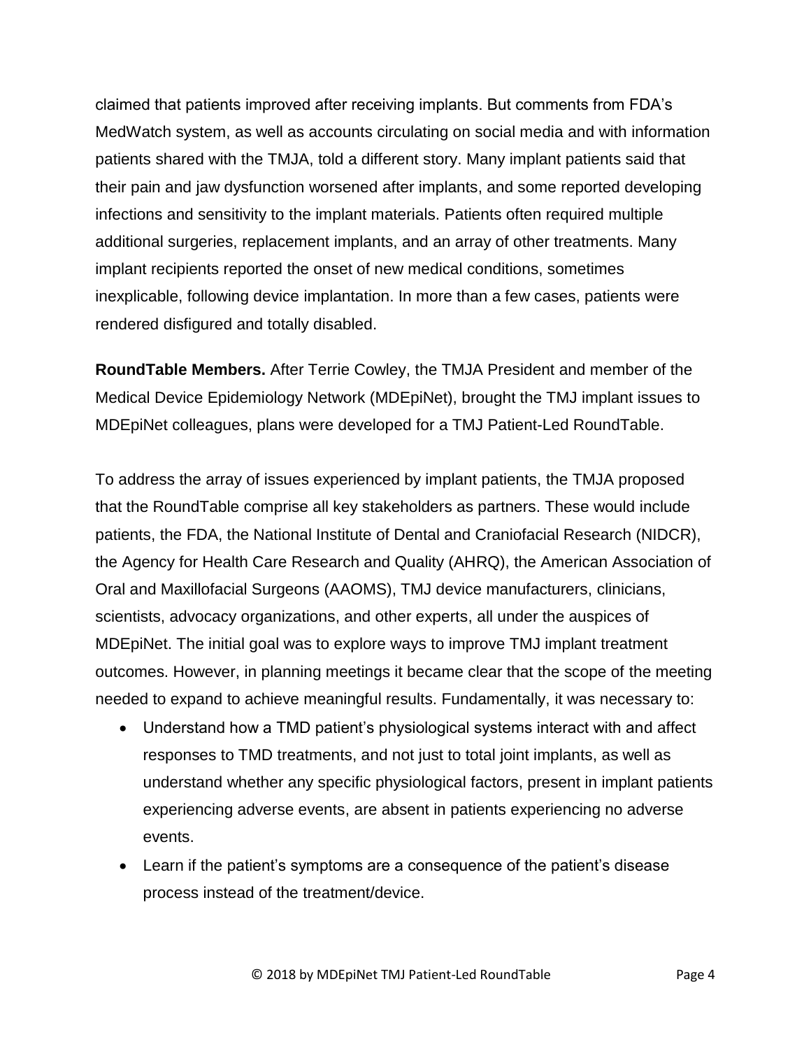claimed that patients improved after receiving implants. But comments from FDA's MedWatch system, as well as accounts circulating on social media and with information patients shared with the TMJA, told a different story. Many implant patients said that their pain and jaw dysfunction worsened after implants, and some reported developing infections and sensitivity to the implant materials. Patients often required multiple additional surgeries, replacement implants, and an array of other treatments. Many implant recipients reported the onset of new medical conditions, sometimes inexplicable, following device implantation. In more than a few cases, patients were rendered disfigured and totally disabled.

**RoundTable Members.** After Terrie Cowley, the TMJA President and member of the Medical Device Epidemiology Network (MDEpiNet), brought the TMJ implant issues to MDEpiNet colleagues, plans were developed for a TMJ Patient-Led RoundTable.

To address the array of issues experienced by implant patients, the TMJA proposed that the RoundTable comprise all key stakeholders as partners. These would include patients, the FDA, the National Institute of Dental and Craniofacial Research (NIDCR), the Agency for Health Care Research and Quality (AHRQ), the American Association of Oral and Maxillofacial Surgeons (AAOMS), TMJ device manufacturers, clinicians, scientists, advocacy organizations, and other experts, all under the auspices of MDEpiNet. The initial goal was to explore ways to improve TMJ implant treatment outcomes. However, in planning meetings it became clear that the scope of the meeting needed to expand to achieve meaningful results. Fundamentally, it was necessary to:

- Understand how a TMD patient's physiological systems interact with and affect responses to TMD treatments, and not just to total joint implants, as well as understand whether any specific physiological factors, present in implant patients experiencing adverse events, are absent in patients experiencing no adverse events.
- Learn if the patient's symptoms are a consequence of the patient's disease process instead of the treatment/device.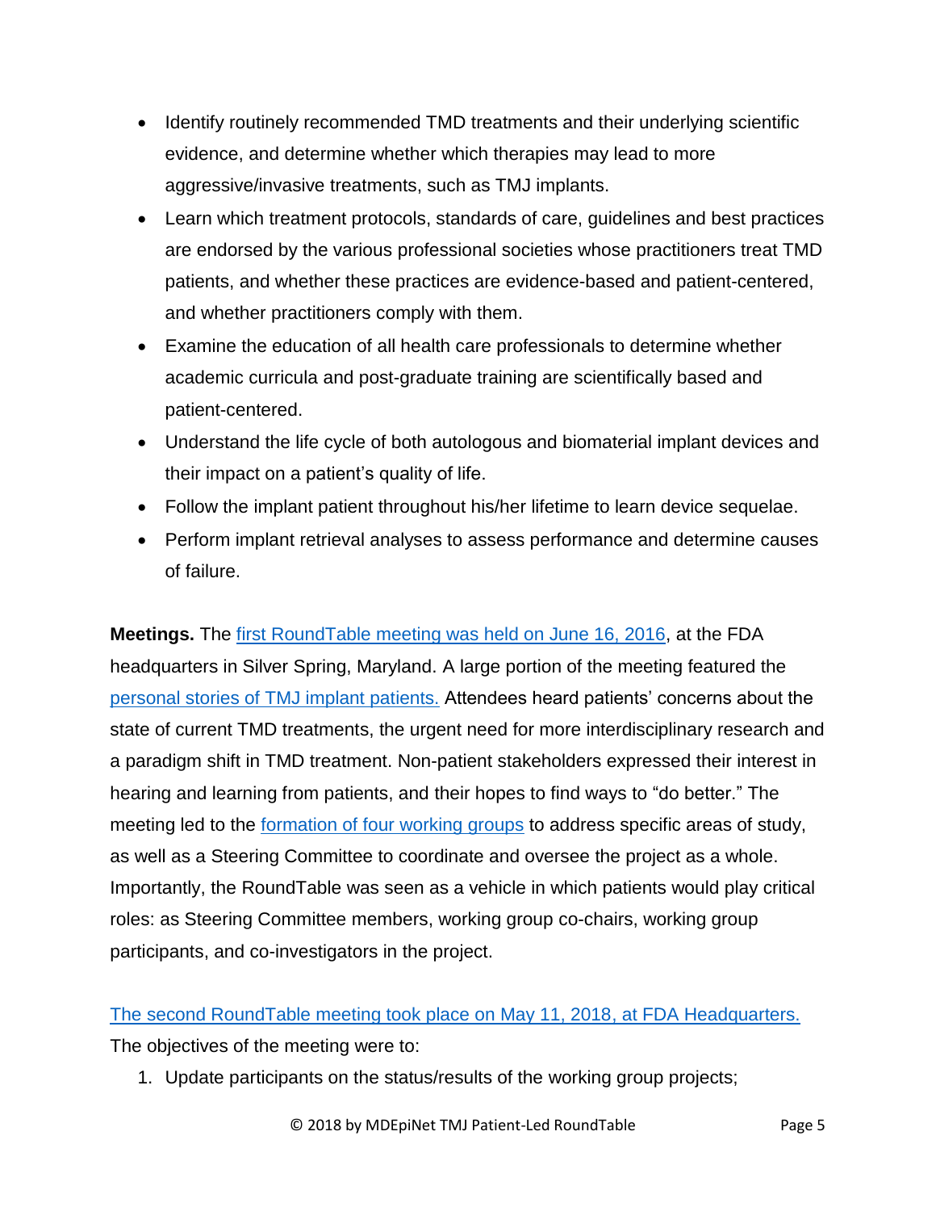- Identify routinely recommended TMD treatments and their underlying scientific evidence, and determine whether which therapies may lead to more aggressive/invasive treatments, such as TMJ implants.
- Learn which treatment protocols, standards of care, guidelines and best practices are endorsed by the various professional societies whose practitioners treat TMD patients, and whether these practices are evidence-based and patient-centered, and whether practitioners comply with them.
- Examine the education of all health care professionals to determine whether academic curricula and post-graduate training are scientifically based and patient-centered.
- Understand the life cycle of both autologous and biomaterial implant devices and their impact on a patient's quality of life.
- Follow the implant patient throughout his/her lifetime to learn device sequelae.
- Perform implant retrieval analyses to assess performance and determine causes of failure.

**Meetings.** The first RoundTable meeting was held on June 16, 2016, at the FDA headquarters in Silver Spring, Maryland. A large portion of the meeting featured the personal stories of TMJ implant patients. Attendees heard patients' concerns about the state of current TMD treatments, the urgent need for more interdisciplinary research and a paradigm shift in TMD treatment. Non-patient stakeholders expressed their interest in hearing and learning from patients, and their hopes to find ways to "do better." The meeting led to the formation of four working groups to address specific areas of study, as well as a Steering Committee to coordinate and oversee the project as a whole. Importantly, the RoundTable was seen as a vehicle in which patients would play critical roles: as Steering Committee members, working group co-chairs, working group participants, and co-investigators in the project.

The second RoundTable meeting took place on May 11, 2018, at FDA Headquarters. The objectives of the meeting were to:

1. Update participants on the status/results of the working group projects;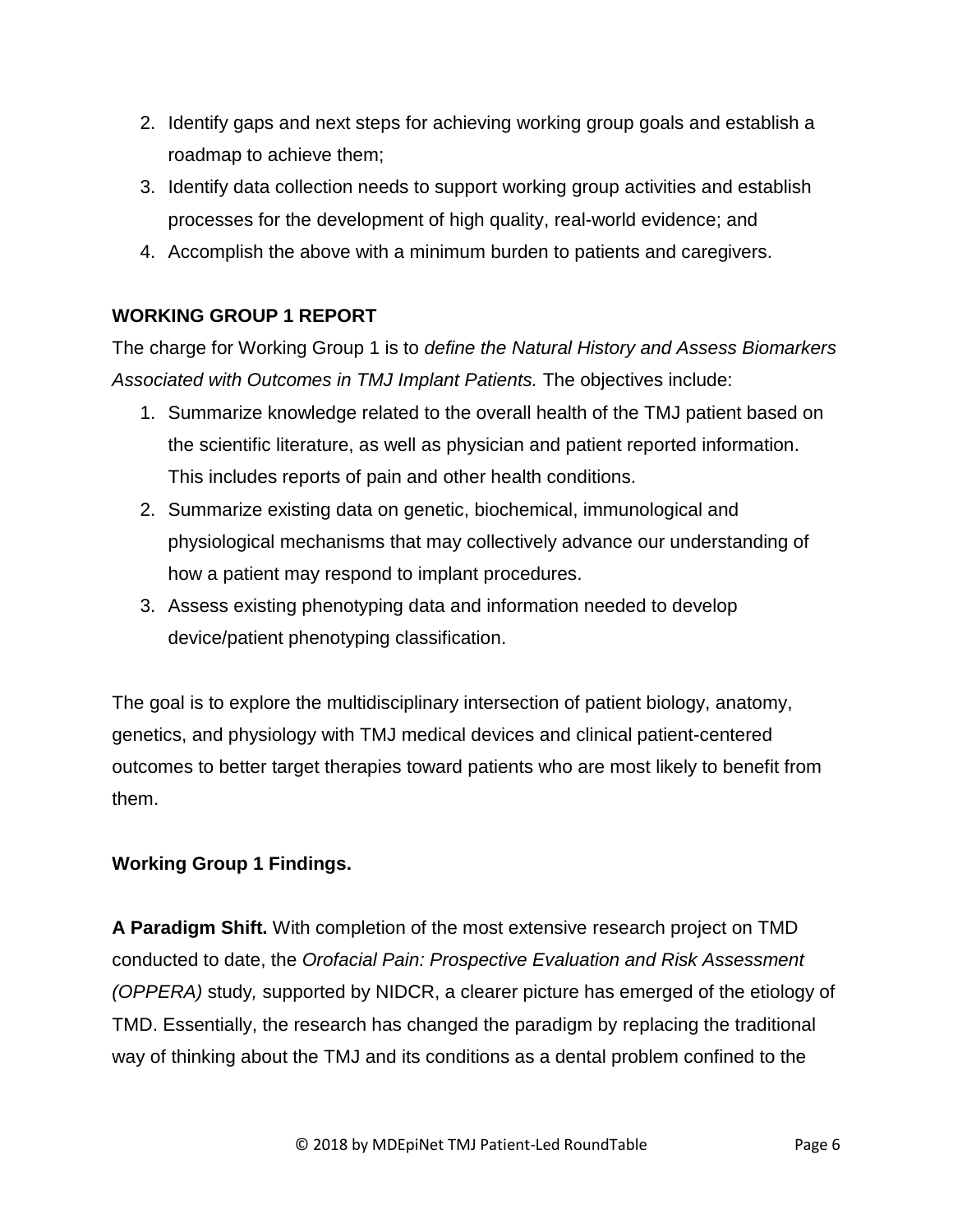2. Identify gaps and next steps for achieving working group goals and establish a roadmap to achieve them;
3. Identify data collection needs to support working group activities and establish processes for the development of high quality, real-world evidence; and
4. Accomplish the above with a minimum burden to patients and caregivers.

**WORKING GROUP 1 REPORT**

The charge for Working Group 1 is to *define the Natural History and Assess Biomarkers Associated with Outcomes in TMJ Implant Patients.* The objectives include:

1. Summarize knowledge related to the overall health of the TMJ patient based on the scientific literature, as well as physician and patient reported information. This includes reports of pain and other health conditions.
2. Summarize existing data on genetic, biochemical, immunological and physiological mechanisms that may collectively advance our understanding of how a patient may respond to implant procedures.
3. Assess existing phenotyping data and information needed to develop device/patient phenotyping classification.

The goal is to explore the multidisciplinary intersection of patient biology, anatomy, genetics, and physiology with TMJ medical devices and clinical patient-centered outcomes to better target therapies toward patients who are most likely to benefit from them.

**Working Group 1 Findings.**

**A Paradigm Shift.** With completion of the most extensive research project on TMD conducted to date, the *Orofacial Pain: Prospective Evaluation and Risk Assessment (OPPERA)* study*,* supported by NIDCR, a clearer picture has emerged of the etiology of TMD. Essentially, the research has changed the paradigm by replacing the traditional way of thinking about the TMJ and its conditions as a dental problem confined to the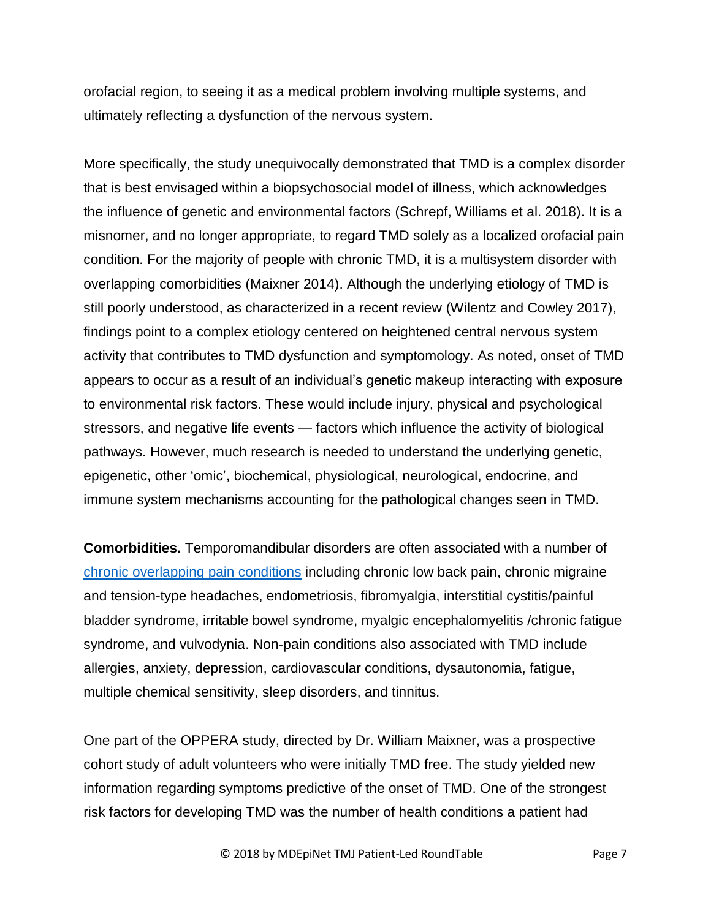orofacial region, to seeing it as a medical problem involving multiple systems, and ultimately reflecting a dysfunction of the nervous system.

More specifically, the study unequivocally demonstrated that TMD is a complex disorder that is best envisaged within a biopsychosocial model of illness, which acknowledges the influence of genetic and environmental factors (Schrepf, Williams et al. 2018). It is a misnomer, and no longer appropriate, to regard TMD solely as a localized orofacial pain condition. For the majority of people with chronic TMD, it is a multisystem disorder with overlapping comorbidities (Maixner 2014). Although the underlying etiology of TMD is still poorly understood, as characterized in a recent review (Wilentz and Cowley 2017), findings point to a complex etiology centered on heightened central nervous system activity that contributes to TMD dysfunction and symptomology. As noted, onset of TMD appears to occur as a result of an individual's genetic makeup interacting with exposure to environmental risk factors. These would include injury, physical and psychological stressors, and negative life events — factors which influence the activity of biological pathways. However, much research is needed to understand the underlying genetic, epigenetic, other 'omic', biochemical, physiological, neurological, endocrine, and immune system mechanisms accounting for the pathological changes seen in TMD.

**Comorbidities.** Temporomandibular disorders are often associated with a number of chronic overlapping pain conditions including chronic low back pain, chronic migraine and tension-type headaches, endometriosis, fibromyalgia, interstitial cystitis/painful bladder syndrome, irritable bowel syndrome, myalgic encephalomyelitis /chronic fatigue syndrome, and vulvodynia. Non-pain conditions also associated with TMD include allergies, anxiety, depression, cardiovascular conditions, dysautonomia, fatigue, multiple chemical sensitivity, sleep disorders, and tinnitus.

One part of the OPPERA study, directed by Dr. William Maixner, was a prospective cohort study of adult volunteers who were initially TMD free. The study yielded new information regarding symptoms predictive of the onset of TMD. One of the strongest risk factors for developing TMD was the number of health conditions a patient had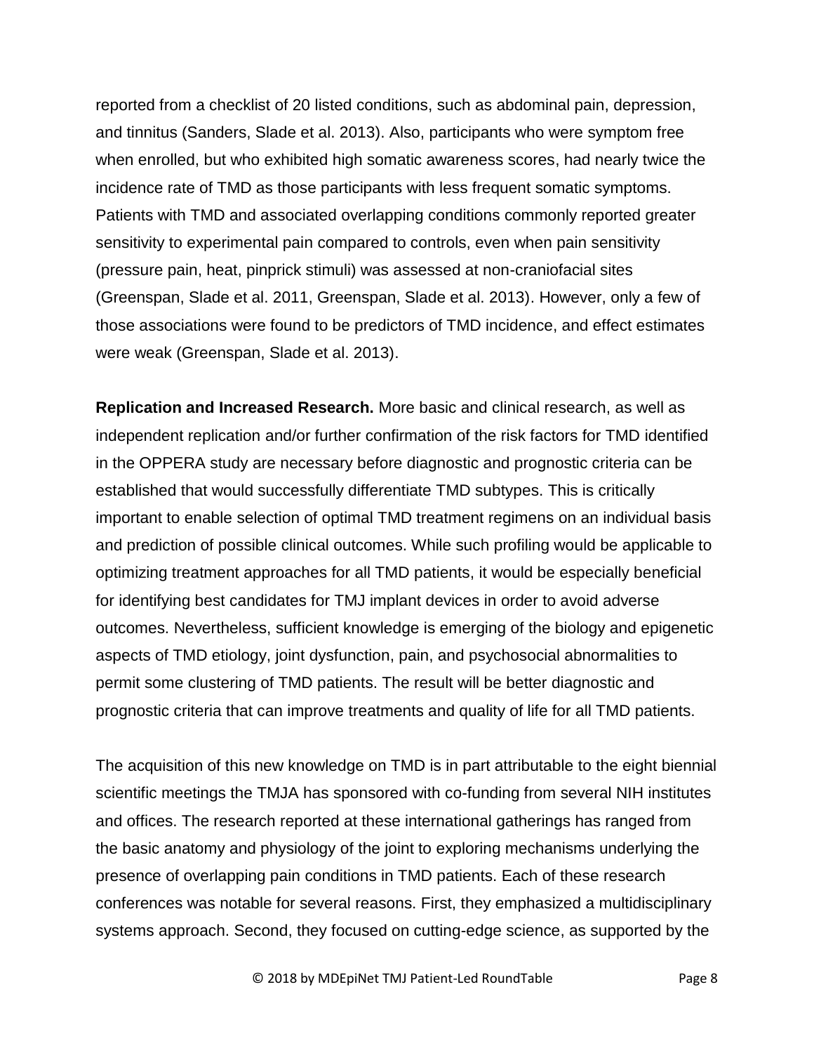reported from a checklist of 20 listed conditions, such as abdominal pain, depression, and tinnitus (Sanders, Slade et al. 2013). Also, participants who were symptom free when enrolled, but who exhibited high somatic awareness scores, had nearly twice the incidence rate of TMD as those participants with less frequent somatic symptoms. Patients with TMD and associated overlapping conditions commonly reported greater sensitivity to experimental pain compared to controls, even when pain sensitivity (pressure pain, heat, pinprick stimuli) was assessed at non-craniofacial sites (Greenspan, Slade et al. 2011, Greenspan, Slade et al. 2013). However, only a few of those associations were found to be predictors of TMD incidence, and effect estimates were weak (Greenspan, Slade et al. 2013).

**Replication and Increased Research.** More basic and clinical research, as well as independent replication and/or further confirmation of the risk factors for TMD identified in the OPPERA study are necessary before diagnostic and prognostic criteria can be established that would successfully differentiate TMD subtypes. This is critically important to enable selection of optimal TMD treatment regimens on an individual basis and prediction of possible clinical outcomes. While such profiling would be applicable to optimizing treatment approaches for all TMD patients, it would be especially beneficial for identifying best candidates for TMJ implant devices in order to avoid adverse outcomes. Nevertheless, sufficient knowledge is emerging of the biology and epigenetic aspects of TMD etiology, joint dysfunction, pain, and psychosocial abnormalities to permit some clustering of TMD patients. The result will be better diagnostic and prognostic criteria that can improve treatments and quality of life for all TMD patients.

The acquisition of this new knowledge on TMD is in part attributable to the eight biennial scientific meetings the TMJA has sponsored with co-funding from several NIH institutes and offices. The research reported at these international gatherings has ranged from the basic anatomy and physiology of the joint to exploring mechanisms underlying the presence of overlapping pain conditions in TMD patients. Each of these research conferences was notable for several reasons. First, they emphasized a multidisciplinary systems approach. Second, they focused on cutting-edge science, as supported by the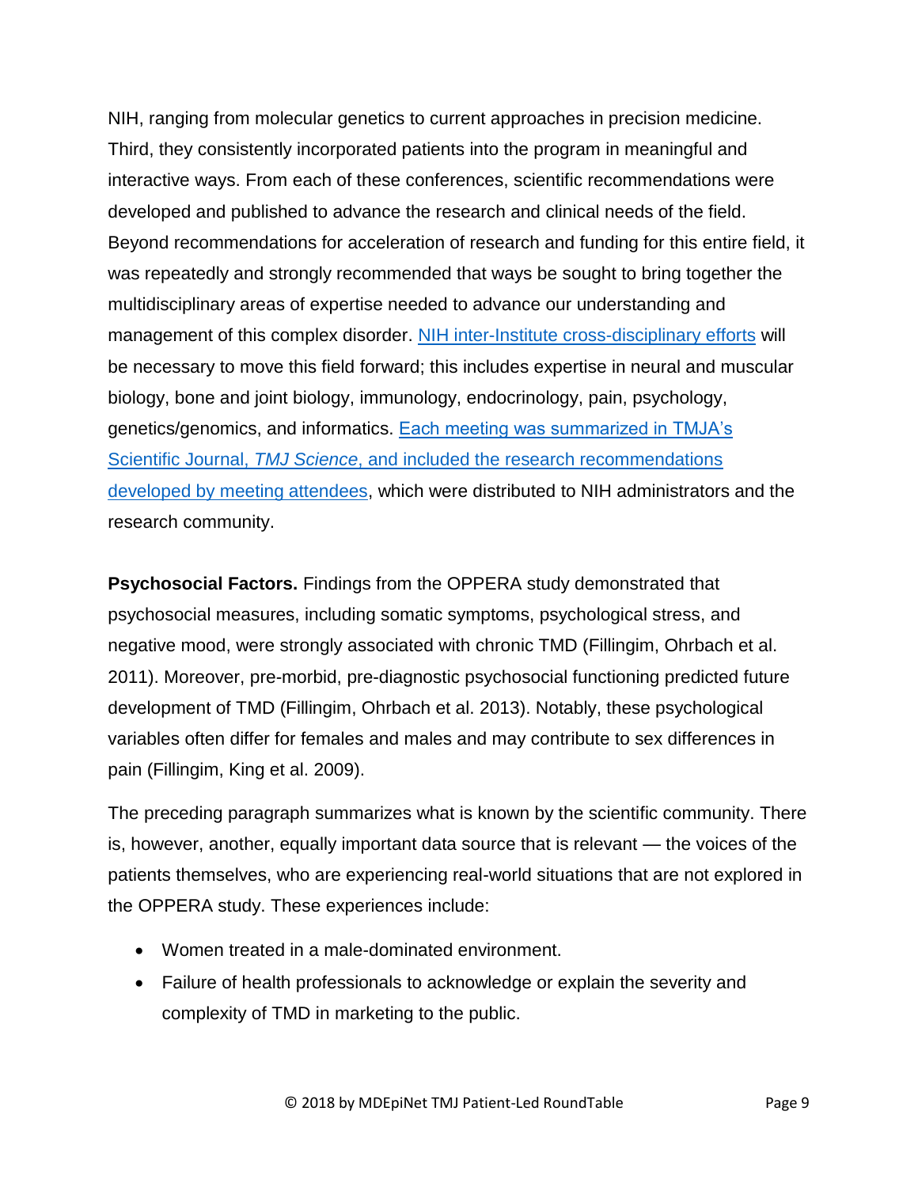NIH, ranging from molecular genetics to current approaches in precision medicine. Third, they consistently incorporated patients into the program in meaningful and interactive ways. From each of these conferences, scientific recommendations were developed and published to advance the research and clinical needs of the field. Beyond recommendations for acceleration of research and funding for this entire field, it was repeatedly and strongly recommended that ways be sought to bring together the multidisciplinary areas of expertise needed to advance our understanding and management of this complex disorder. NIH inter-Institute cross-disciplinary efforts will be necessary to move this field forward; this includes expertise in neural and muscular biology, bone and joint biology, immunology, endocrinology, pain, psychology, genetics/genomics, and informatics. Each meeting was summarized in TMJA's Scientific Journal, *TMJ Science*, and included the research recommendations developed by meeting attendees, which were distributed to NIH administrators and the research community.

**Psychosocial Factors.** Findings from the OPPERA study demonstrated that psychosocial measures, including somatic symptoms, psychological stress, and negative mood, were strongly associated with chronic TMD (Fillingim, Ohrbach et al. 2011). Moreover, pre-morbid, pre-diagnostic psychosocial functioning predicted future development of TMD (Fillingim, Ohrbach et al. 2013). Notably, these psychological variables often differ for females and males and may contribute to sex differences in pain (Fillingim, King et al. 2009).

The preceding paragraph summarizes what is known by the scientific community. There is, however, another, equally important data source that is relevant — the voices of the patients themselves, who are experiencing real-world situations that are not explored in the OPPERA study. These experiences include:

- Women treated in a male-dominated environment.
- Failure of health professionals to acknowledge or explain the severity and complexity of TMD in marketing to the public.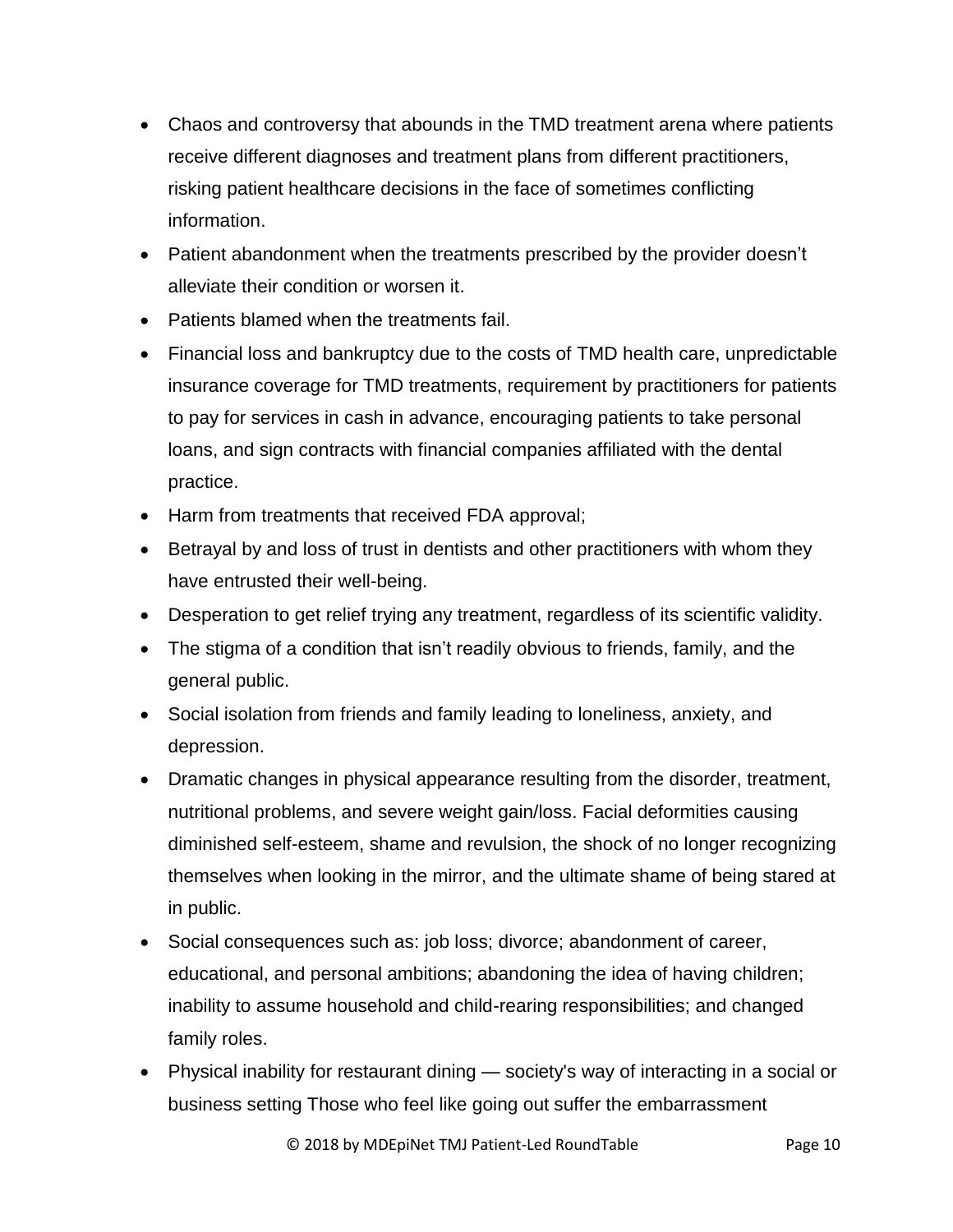- Chaos and controversy that abounds in the TMD treatment arena where patients receive different diagnoses and treatment plans from different practitioners, risking patient healthcare decisions in the face of sometimes conflicting information.
- Patient abandonment when the treatments prescribed by the provider doesn't alleviate their condition or worsen it.
- Patients blamed when the treatments fail.
- Financial loss and bankruptcy due to the costs of TMD health care, unpredictable insurance coverage for TMD treatments, requirement by practitioners for patients to pay for services in cash in advance, encouraging patients to take personal loans, and sign contracts with financial companies affiliated with the dental practice.
- Harm from treatments that received FDA approval;
- Betrayal by and loss of trust in dentists and other practitioners with whom they have entrusted their well-being.
- Desperation to get relief trying any treatment, regardless of its scientific validity.
- The stigma of a condition that isn't readily obvious to friends, family, and the general public.
- Social isolation from friends and family leading to loneliness, anxiety, and depression.
- Dramatic changes in physical appearance resulting from the disorder, treatment, nutritional problems, and severe weight gain/loss. Facial deformities causing diminished self-esteem, shame and revulsion, the shock of no longer recognizing themselves when looking in the mirror, and the ultimate shame of being stared at in public.
- Social consequences such as: job loss; divorce; abandonment of career, educational, and personal ambitions; abandoning the idea of having children; inability to assume household and child-rearing responsibilities; and changed family roles.
- Physical inability for restaurant dining — society's way of interacting in a social or business setting Those who feel like going out suffer the embarrassment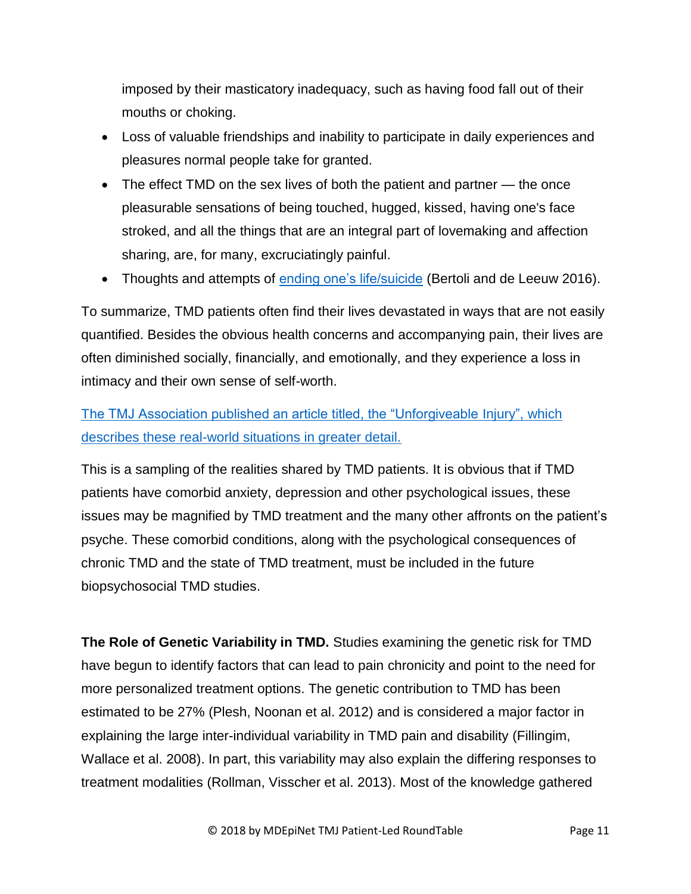imposed by their masticatory inadequacy, such as having food fall out of their mouths or choking.

- Loss of valuable friendships and inability to participate in daily experiences and pleasures normal people take for granted.
- The effect TMD on the sex lives of both the patient and partner — the once pleasurable sensations of being touched, hugged, kissed, having one's face stroked, and all the things that are an integral part of lovemaking and affection sharing, are, for many, excruciatingly painful.
- Thoughts and attempts of ending one's life/suicide (Bertoli and de Leeuw 2016).

To summarize, TMD patients often find their lives devastated in ways that are not easily quantified. Besides the obvious health concerns and accompanying pain, their lives are often diminished socially, financially, and emotionally, and they experience a loss in intimacy and their own sense of self-worth.

The TMJ Association published an article titled, the "Unforgiveable Injury", which describes these real-world situations in greater detail.

This is a sampling of the realities shared by TMD patients. It is obvious that if TMD patients have comorbid anxiety, depression and other psychological issues, these issues may be magnified by TMD treatment and the many other affronts on the patient's psyche. These comorbid conditions, along with the psychological consequences of chronic TMD and the state of TMD treatment, must be included in the future biopsychosocial TMD studies.

**The Role of Genetic Variability in TMD.** Studies examining the genetic risk for TMD have begun to identify factors that can lead to pain chronicity and point to the need for more personalized treatment options. The genetic contribution to TMD has been estimated to be 27% (Plesh, Noonan et al. 2012) and is considered a major factor in explaining the large inter-individual variability in TMD pain and disability (Fillingim, Wallace et al. 2008). In part, this variability may also explain the differing responses to treatment modalities (Rollman, Visscher et al. 2013). Most of the knowledge gathered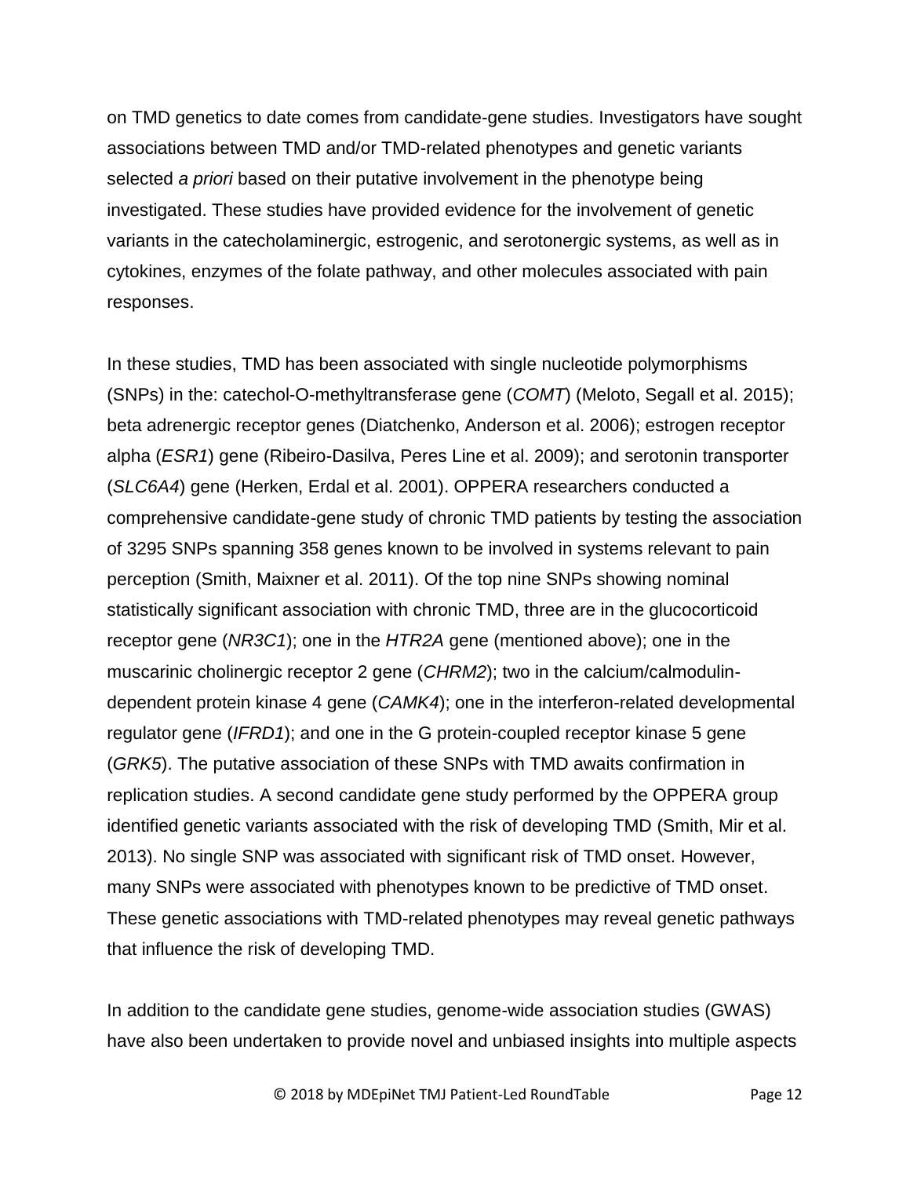on TMD genetics to date comes from candidate-gene studies. Investigators have sought associations between TMD and/or TMD-related phenotypes and genetic variants selected *a priori* based on their putative involvement in the phenotype being investigated. These studies have provided evidence for the involvement of genetic variants in the catecholaminergic, estrogenic, and serotonergic systems, as well as in cytokines, enzymes of the folate pathway, and other molecules associated with pain responses.

In these studies, TMD has been associated with single nucleotide polymorphisms (SNPs) in the: catechol-O-methyltransferase gene (*COMT*) (Meloto, Segall et al. 2015); beta adrenergic receptor genes (Diatchenko, Anderson et al. 2006); estrogen receptor alpha (*ESR1*) gene (Ribeiro-Dasilva, Peres Line et al. 2009); and serotonin transporter (*SLC6A4*) gene (Herken, Erdal et al. 2001). OPPERA researchers conducted a comprehensive candidate-gene study of chronic TMD patients by testing the association of 3295 SNPs spanning 358 genes known to be involved in systems relevant to pain perception (Smith, Maixner et al. 2011). Of the top nine SNPs showing nominal statistically significant association with chronic TMD, three are in the glucocorticoid receptor gene (*NR3C1*); one in the *HTR2A* gene (mentioned above); one in the muscarinic cholinergic receptor 2 gene (*CHRM2*); two in the calcium/calmodulin-dependent protein kinase 4 gene (*CAMK4*); one in the interferon-related developmental regulator gene (*IFRD1*); and one in the G protein-coupled receptor kinase 5 gene (*GRK5*). The putative association of these SNPs with TMD awaits confirmation in replication studies. A second candidate gene study performed by the OPPERA group identified genetic variants associated with the risk of developing TMD (Smith, Mir et al. 2013). No single SNP was associated with significant risk of TMD onset. However, many SNPs were associated with phenotypes known to be predictive of TMD onset. These genetic associations with TMD-related phenotypes may reveal genetic pathways that influence the risk of developing TMD.

In addition to the candidate gene studies, genome-wide association studies (GWAS) have also been undertaken to provide novel and unbiased insights into multiple aspects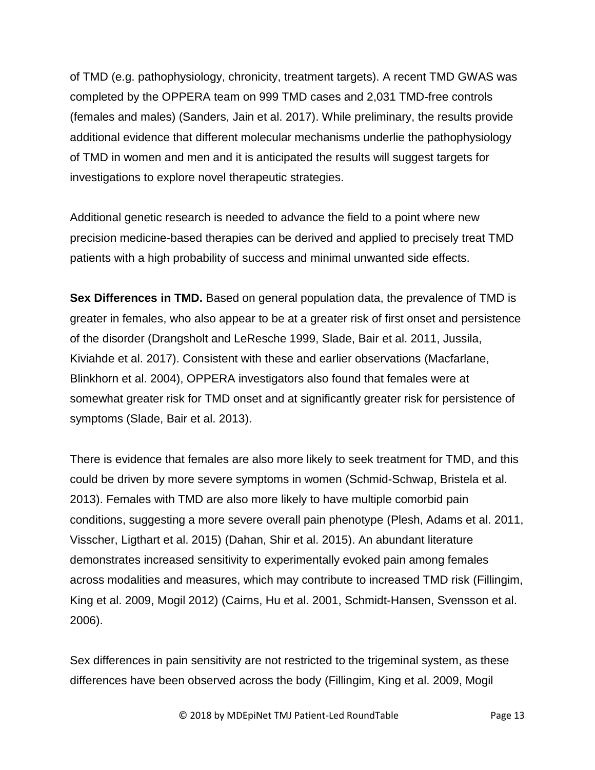of TMD (e.g. pathophysiology, chronicity, treatment targets). A recent TMD GWAS was completed by the OPPERA team on 999 TMD cases and 2,031 TMD-free controls (females and males) (Sanders, Jain et al. 2017). While preliminary, the results provide additional evidence that different molecular mechanisms underlie the pathophysiology of TMD in women and men and it is anticipated the results will suggest targets for investigations to explore novel therapeutic strategies.

Additional genetic research is needed to advance the field to a point where new precision medicine-based therapies can be derived and applied to precisely treat TMD patients with a high probability of success and minimal unwanted side effects.

**Sex Differences in TMD.** Based on general population data, the prevalence of TMD is greater in females, who also appear to be at a greater risk of first onset and persistence of the disorder (Drangsholt and LeResche 1999, Slade, Bair et al. 2011, Jussila, Kiviahde et al. 2017). Consistent with these and earlier observations (Macfarlane, Blinkhorn et al. 2004), OPPERA investigators also found that females were at somewhat greater risk for TMD onset and at significantly greater risk for persistence of symptoms (Slade, Bair et al. 2013).

There is evidence that females are also more likely to seek treatment for TMD, and this could be driven by more severe symptoms in women (Schmid-Schwap, Bristela et al. 2013). Females with TMD are also more likely to have multiple comorbid pain conditions, suggesting a more severe overall pain phenotype (Plesh, Adams et al. 2011, Visscher, Ligthart et al. 2015) (Dahan, Shir et al. 2015). An abundant literature demonstrates increased sensitivity to experimentally evoked pain among females across modalities and measures, which may contribute to increased TMD risk (Fillingim, King et al. 2009, Mogil 2012) (Cairns, Hu et al. 2001, Schmidt-Hansen, Svensson et al. 2006).

Sex differences in pain sensitivity are not restricted to the trigeminal system, as these differences have been observed across the body (Fillingim, King et al. 2009, Mogil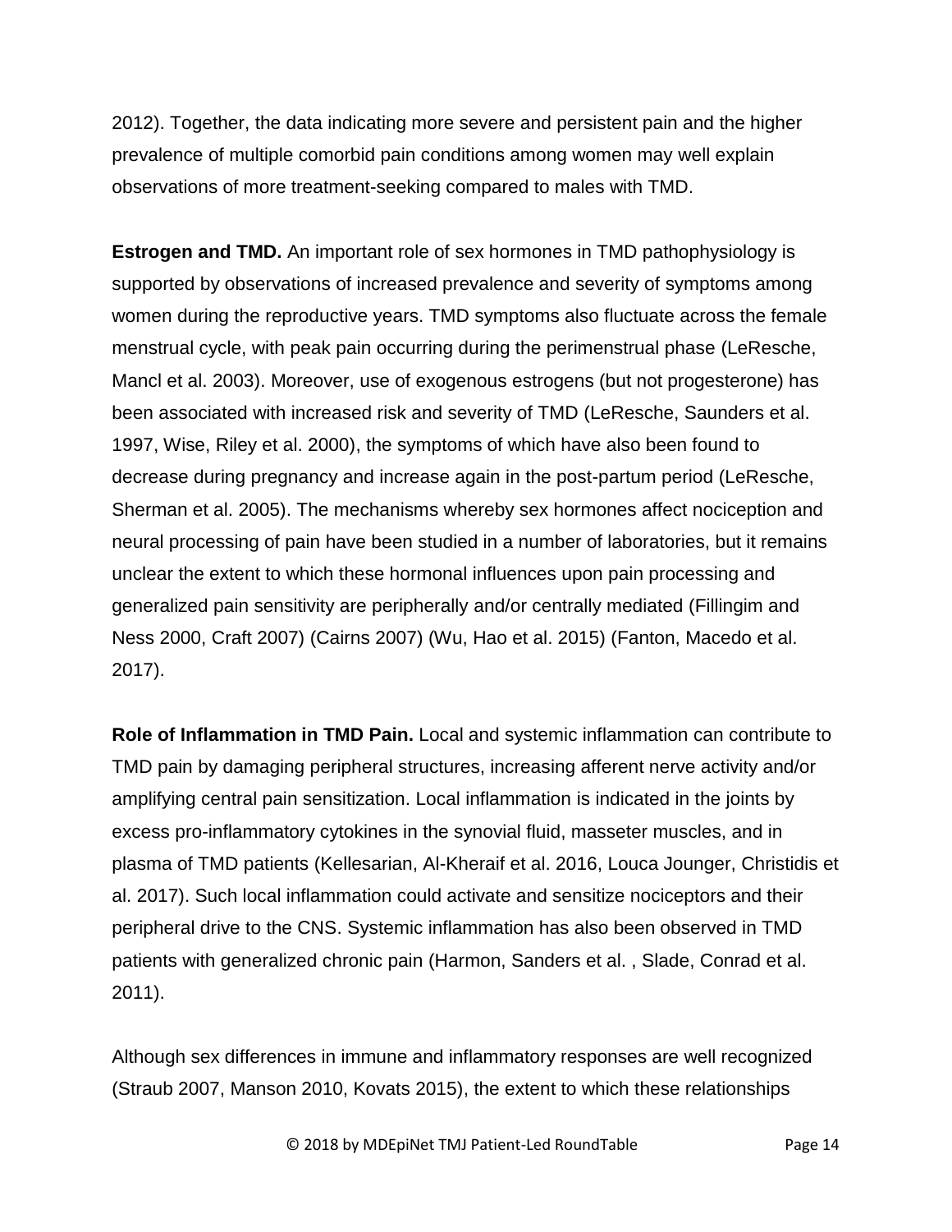2012). Together, the data indicating more severe and persistent pain and the higher prevalence of multiple comorbid pain conditions among women may well explain observations of more treatment-seeking compared to males with TMD.

**Estrogen and TMD.** An important role of sex hormones in TMD pathophysiology is supported by observations of increased prevalence and severity of symptoms among women during the reproductive years. TMD symptoms also fluctuate across the female menstrual cycle, with peak pain occurring during the perimenstrual phase (LeResche, Mancl et al. 2003). Moreover, use of exogenous estrogens (but not progesterone) has been associated with increased risk and severity of TMD (LeResche, Saunders et al. 1997, Wise, Riley et al. 2000), the symptoms of which have also been found to decrease during pregnancy and increase again in the post-partum period (LeResche, Sherman et al. 2005). The mechanisms whereby sex hormones affect nociception and neural processing of pain have been studied in a number of laboratories, but it remains unclear the extent to which these hormonal influences upon pain processing and generalized pain sensitivity are peripherally and/or centrally mediated (Fillingim and Ness 2000, Craft 2007) (Cairns 2007) (Wu, Hao et al. 2015) (Fanton, Macedo et al. 2017).

**Role of Inflammation in TMD Pain.** Local and systemic inflammation can contribute to TMD pain by damaging peripheral structures, increasing afferent nerve activity and/or amplifying central pain sensitization. Local inflammation is indicated in the joints by excess pro-inflammatory cytokines in the synovial fluid, masseter muscles, and in plasma of TMD patients (Kellesarian, Al-Kheraif et al. 2016, Louca Jounger, Christidis et al. 2017). Such local inflammation could activate and sensitize nociceptors and their peripheral drive to the CNS. Systemic inflammation has also been observed in TMD patients with generalized chronic pain (Harmon, Sanders et al. , Slade, Conrad et al. 2011).

Although sex differences in immune and inflammatory responses are well recognized (Straub 2007, Manson 2010, Kovats 2015), the extent to which these relationships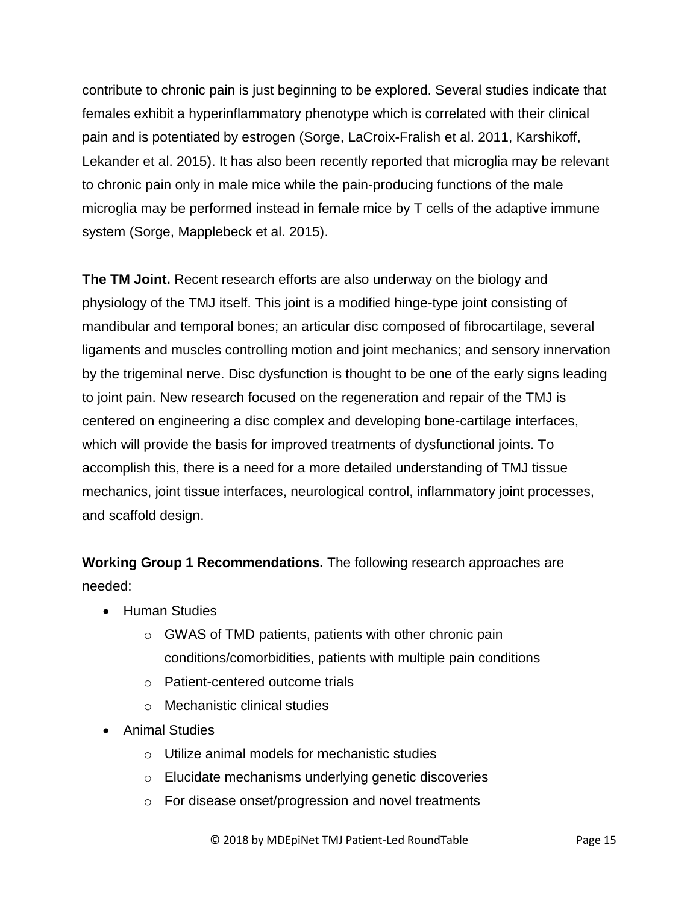contribute to chronic pain is just beginning to be explored. Several studies indicate that females exhibit a hyperinflammatory phenotype which is correlated with their clinical pain and is potentiated by estrogen (Sorge, LaCroix-Fralish et al. 2011, Karshikoff, Lekander et al. 2015). It has also been recently reported that microglia may be relevant to chronic pain only in male mice while the pain-producing functions of the male microglia may be performed instead in female mice by T cells of the adaptive immune system (Sorge, Mapplebeck et al. 2015).

**The TM Joint.** Recent research efforts are also underway on the biology and physiology of the TMJ itself. This joint is a modified hinge-type joint consisting of mandibular and temporal bones; an articular disc composed of fibrocartilage, several ligaments and muscles controlling motion and joint mechanics; and sensory innervation by the trigeminal nerve. Disc dysfunction is thought to be one of the early signs leading to joint pain. New research focused on the regeneration and repair of the TMJ is centered on engineering a disc complex and developing bone-cartilage interfaces, which will provide the basis for improved treatments of dysfunctional joints. To accomplish this, there is a need for a more detailed understanding of TMJ tissue mechanics, joint tissue interfaces, neurological control, inflammatory joint processes, and scaffold design.

**Working Group 1 Recommendations.** The following research approaches are needed:

- Human Studies
  - GWAS of TMD patients, patients with other chronic pain conditions/comorbidities, patients with multiple pain conditions
  - Patient-centered outcome trials
  - Mechanistic clinical studies
- Animal Studies
  - Utilize animal models for mechanistic studies
  - Elucidate mechanisms underlying genetic discoveries
  - For disease onset/progression and novel treatments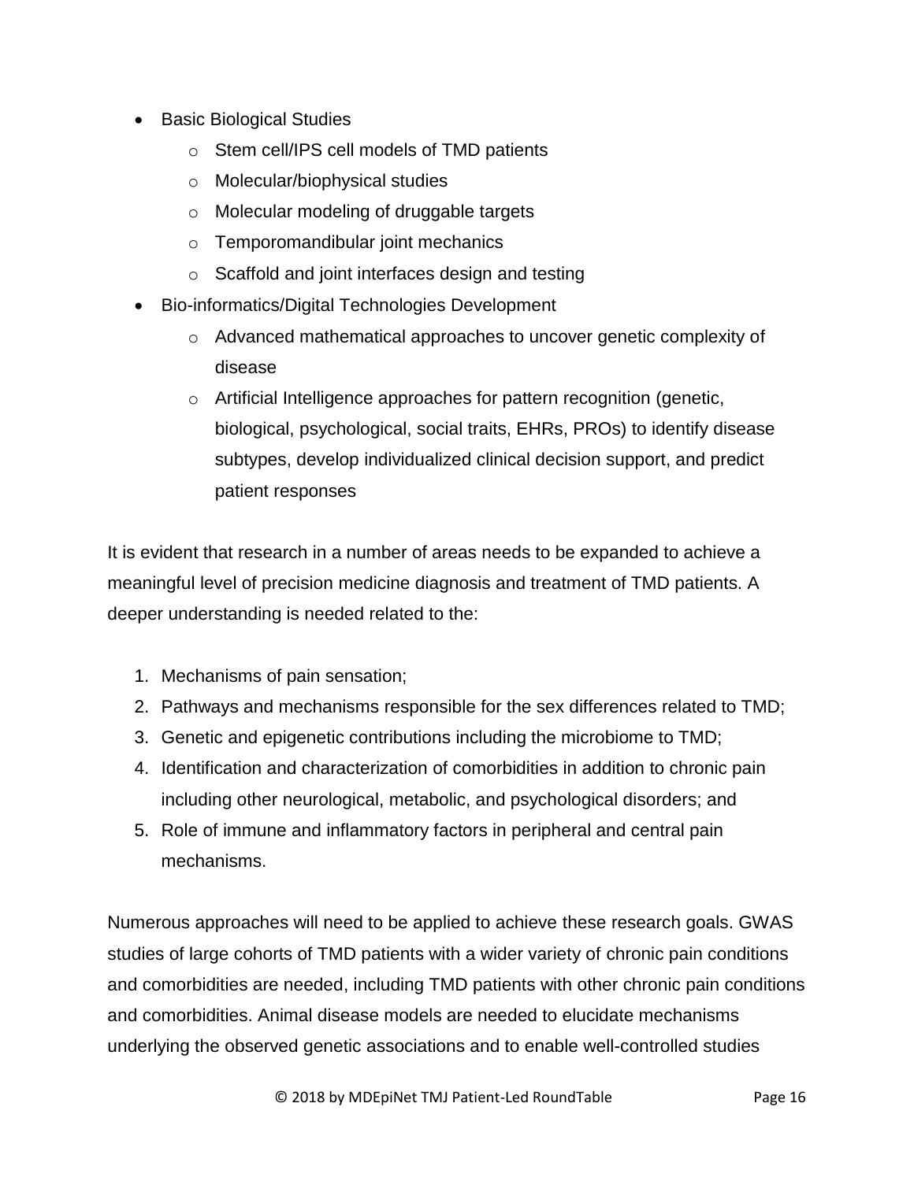- Basic Biological Studies
    - Stem cell/IPS cell models of TMD patients
    - Molecular/biophysical studies
    - Molecular modeling of druggable targets
    - Temporomandibular joint mechanics
    - Scaffold and joint interfaces design and testing
- Bio-informatics/Digital Technologies Development
    - Advanced mathematical approaches to uncover genetic complexity of disease
    - Artificial Intelligence approaches for pattern recognition (genetic, biological, psychological, social traits, EHRs, PROs) to identify disease subtypes, develop individualized clinical decision support, and predict patient responses

It is evident that research in a number of areas needs to be expanded to achieve a meaningful level of precision medicine diagnosis and treatment of TMD patients. A deeper understanding is needed related to the:

1. Mechanisms of pain sensation;
2. Pathways and mechanisms responsible for the sex differences related to TMD;
3. Genetic and epigenetic contributions including the microbiome to TMD;
4. Identification and characterization of comorbidities in addition to chronic pain including other neurological, metabolic, and psychological disorders; and
5. Role of immune and inflammatory factors in peripheral and central pain mechanisms.

Numerous approaches will need to be applied to achieve these research goals. GWAS studies of large cohorts of TMD patients with a wider variety of chronic pain conditions and comorbidities are needed, including TMD patients with other chronic pain conditions and comorbidities. Animal disease models are needed to elucidate mechanisms underlying the observed genetic associations and to enable well-controlled studies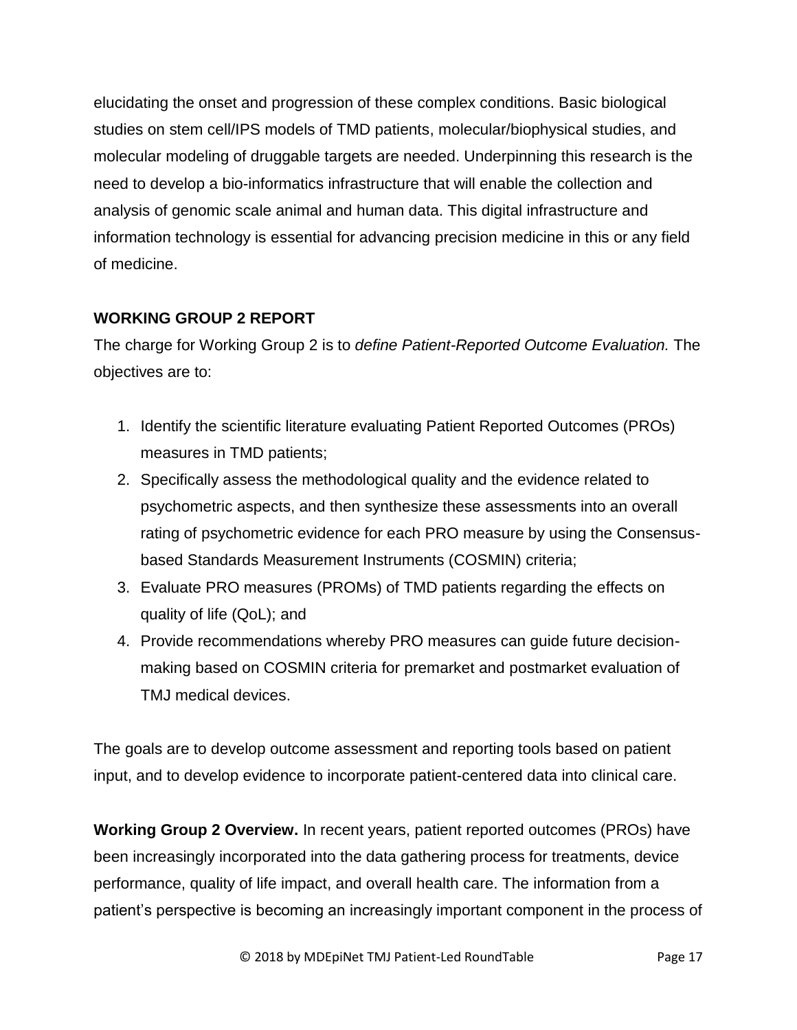elucidating the onset and progression of these complex conditions. Basic biological studies on stem cell/IPS models of TMD patients, molecular/biophysical studies, and molecular modeling of druggable targets are needed. Underpinning this research is the need to develop a bio-informatics infrastructure that will enable the collection and analysis of genomic scale animal and human data. This digital infrastructure and information technology is essential for advancing precision medicine in this or any field of medicine.

### WORKING GROUP 2 REPORT

The charge for Working Group 2 is to *define Patient-Reported Outcome Evaluation.* The objectives are to:

1. Identify the scientific literature evaluating Patient Reported Outcomes (PROs) measures in TMD patients;
2. Specifically assess the methodological quality and the evidence related to psychometric aspects, and then synthesize these assessments into an overall rating of psychometric evidence for each PRO measure by using the Consensus-based Standards Measurement Instruments (COSMIN) criteria;
3. Evaluate PRO measures (PROMs) of TMD patients regarding the effects on quality of life (QoL); and
4. Provide recommendations whereby PRO measures can guide future decision-making based on COSMIN criteria for premarket and postmarket evaluation of TMJ medical devices.

The goals are to develop outcome assessment and reporting tools based on patient input, and to develop evidence to incorporate patient-centered data into clinical care.

**Working Group 2 Overview.** In recent years, patient reported outcomes (PROs) have been increasingly incorporated into the data gathering process for treatments, device performance, quality of life impact, and overall health care. The information from a patient's perspective is becoming an increasingly important component in the process of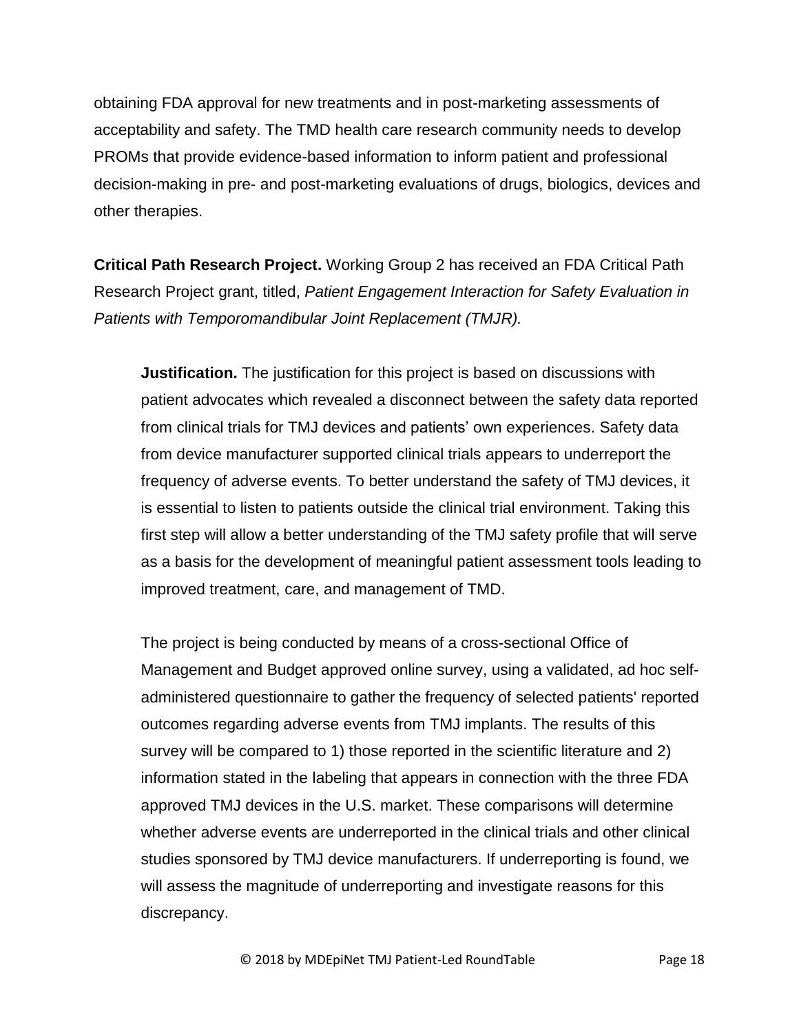obtaining FDA approval for new treatments and in post-marketing assessments of acceptability and safety. The TMD health care research community needs to develop PROMs that provide evidence-based information to inform patient and professional decision-making in pre- and post-marketing evaluations of drugs, biologics, devices and other therapies.

**Critical Path Research Project.** Working Group 2 has received an FDA Critical Path Research Project grant, titled, *Patient Engagement Interaction for Safety Evaluation in Patients with Temporomandibular Joint Replacement (TMJR).*

**Justification.** The justification for this project is based on discussions with patient advocates which revealed a disconnect between the safety data reported from clinical trials for TMJ devices and patients' own experiences. Safety data from device manufacturer supported clinical trials appears to underreport the frequency of adverse events. To better understand the safety of TMJ devices, it is essential to listen to patients outside the clinical trial environment. Taking this first step will allow a better understanding of the TMJ safety profile that will serve as a basis for the development of meaningful patient assessment tools leading to improved treatment, care, and management of TMD.

The project is being conducted by means of a cross-sectional Office of Management and Budget approved online survey, using a validated, ad hoc self-administered questionnaire to gather the frequency of selected patients' reported outcomes regarding adverse events from TMJ implants. The results of this survey will be compared to 1) those reported in the scientific literature and 2) information stated in the labeling that appears in connection with the three FDA approved TMJ devices in the U.S. market. These comparisons will determine whether adverse events are underreported in the clinical trials and other clinical studies sponsored by TMJ device manufacturers. If underreporting is found, we will assess the magnitude of underreporting and investigate reasons for this discrepancy.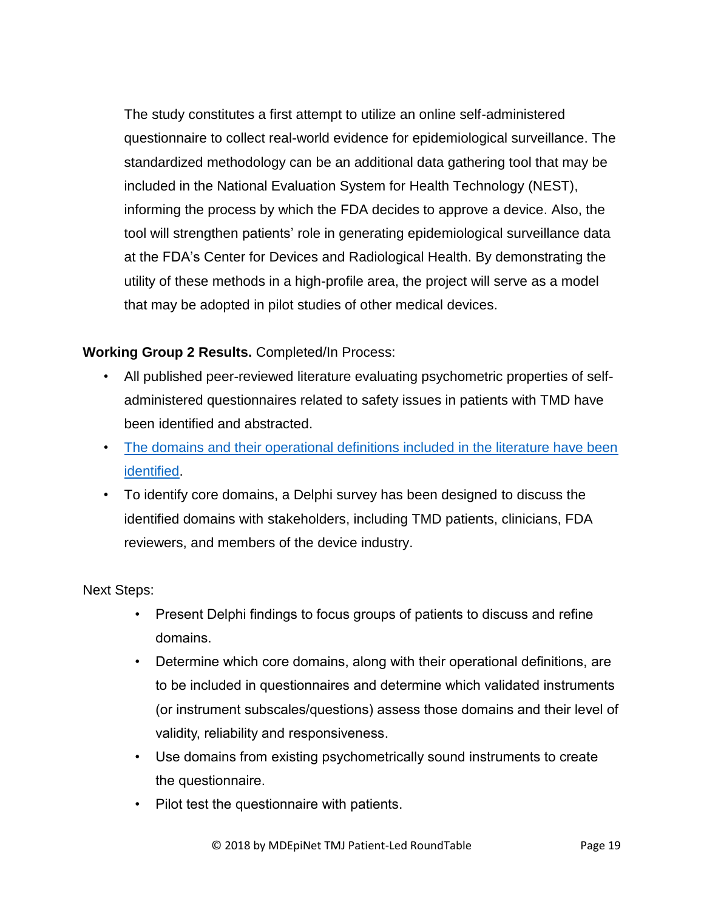The study constitutes a first attempt to utilize an online self-administered questionnaire to collect real-world evidence for epidemiological surveillance. The standardized methodology can be an additional data gathering tool that may be included in the National Evaluation System for Health Technology (NEST), informing the process by which the FDA decides to approve a device. Also, the tool will strengthen patients' role in generating epidemiological surveillance data at the FDA's Center for Devices and Radiological Health. By demonstrating the utility of these methods in a high-profile area, the project will serve as a model that may be adopted in pilot studies of other medical devices.

**Working Group 2 Results.** Completed/In Process:

- All published peer-reviewed literature evaluating psychometric properties of self-administered questionnaires related to safety issues in patients with TMD have been identified and abstracted.
- The domains and their operational definitions included in the literature have been identified.
- To identify core domains, a Delphi survey has been designed to discuss the identified domains with stakeholders, including TMD patients, clinicians, FDA reviewers, and members of the device industry.

Next Steps:

- Present Delphi findings to focus groups of patients to discuss and refine domains.
- Determine which core domains, along with their operational definitions, are to be included in questionnaires and determine which validated instruments (or instrument subscales/questions) assess those domains and their level of validity, reliability and responsiveness.
- Use domains from existing psychometrically sound instruments to create the questionnaire.
- Pilot test the questionnaire with patients.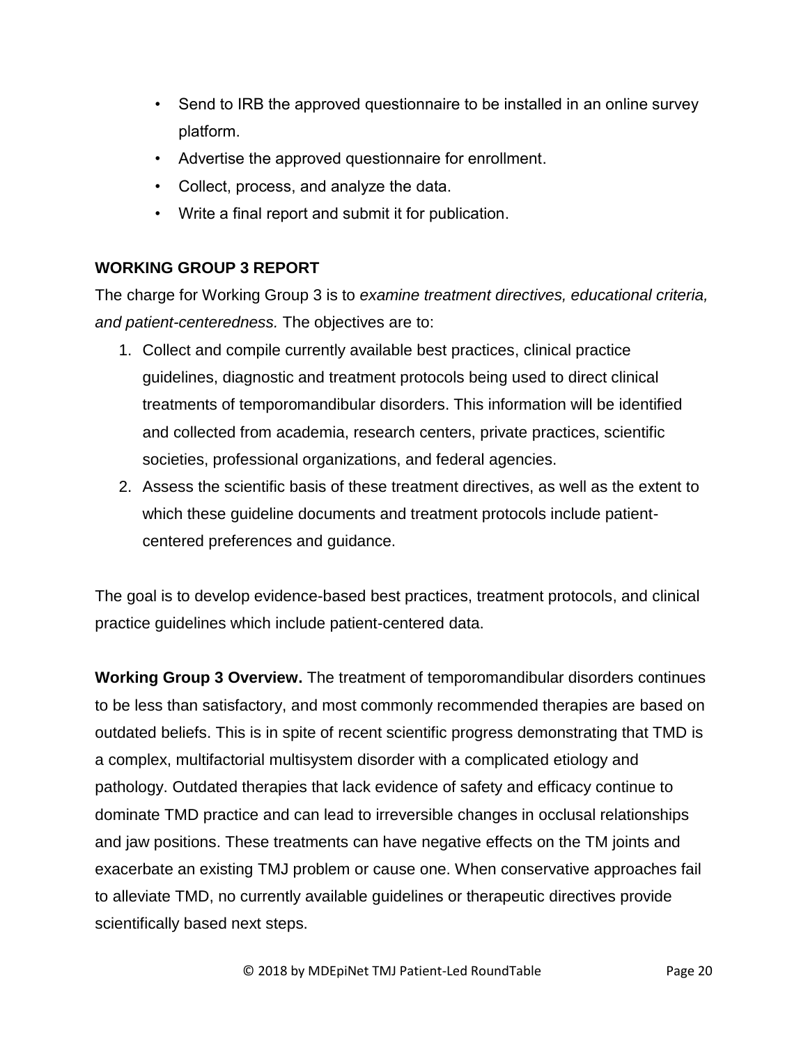- Send to IRB the approved questionnaire to be installed in an online survey platform.
- Advertise the approved questionnaire for enrollment.
- Collect, process, and analyze the data.
- Write a final report and submit it for publication.

**WORKING GROUP 3 REPORT**

The charge for Working Group 3 is to *examine treatment directives, educational criteria, and patient-centeredness.* The objectives are to:

1. Collect and compile currently available best practices, clinical practice guidelines, diagnostic and treatment protocols being used to direct clinical treatments of temporomandibular disorders. This information will be identified and collected from academia, research centers, private practices, scientific societies, professional organizations, and federal agencies.
2. Assess the scientific basis of these treatment directives, as well as the extent to which these guideline documents and treatment protocols include patient-centered preferences and guidance.

The goal is to develop evidence-based best practices, treatment protocols, and clinical practice guidelines which include patient-centered data.

**Working Group 3 Overview.** The treatment of temporomandibular disorders continues to be less than satisfactory, and most commonly recommended therapies are based on outdated beliefs. This is in spite of recent scientific progress demonstrating that TMD is a complex, multifactorial multisystem disorder with a complicated etiology and pathology. Outdated therapies that lack evidence of safety and efficacy continue to dominate TMD practice and can lead to irreversible changes in occlusal relationships and jaw positions. These treatments can have negative effects on the TM joints and exacerbate an existing TMJ problem or cause one. When conservative approaches fail to alleviate TMD, no currently available guidelines or therapeutic directives provide scientifically based next steps.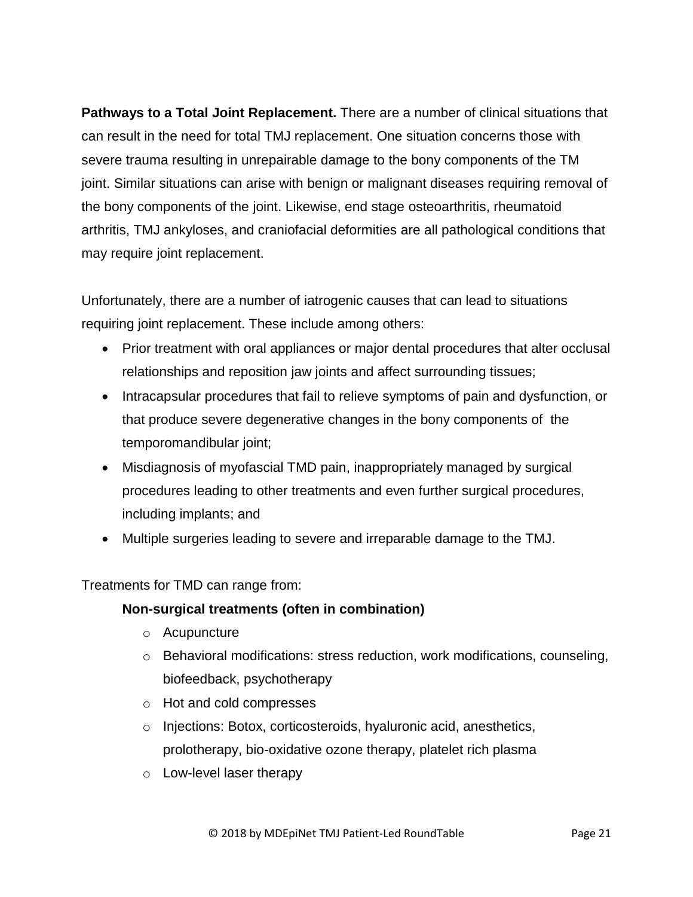**Pathways to a Total Joint Replacement.** There are a number of clinical situations that can result in the need for total TMJ replacement. One situation concerns those with severe trauma resulting in unrepairable damage to the bony components of the TM joint. Similar situations can arise with benign or malignant diseases requiring removal of the bony components of the joint. Likewise, end stage osteoarthritis, rheumatoid arthritis, TMJ ankyloses, and craniofacial deformities are all pathological conditions that may require joint replacement.

Unfortunately, there are a number of iatrogenic causes that can lead to situations requiring joint replacement. These include among others:

- Prior treatment with oral appliances or major dental procedures that alter occlusal relationships and reposition jaw joints and affect surrounding tissues;
- Intracapsular procedures that fail to relieve symptoms of pain and dysfunction, or that produce severe degenerative changes in the bony components of the temporomandibular joint;
- Misdiagnosis of myofascial TMD pain, inappropriately managed by surgical procedures leading to other treatments and even further surgical procedures, including implants; and
- Multiple surgeries leading to severe and irreparable damage to the TMJ.

Treatments for TMD can range from:

**Non-surgical treatments (often in combination)**

- Acupuncture
- Behavioral modifications: stress reduction, work modifications, counseling, biofeedback, psychotherapy
- Hot and cold compresses
- Injections: Botox, corticosteroids, hyaluronic acid, anesthetics, prolotherapy, bio-oxidative ozone therapy, platelet rich plasma
- Low-level laser therapy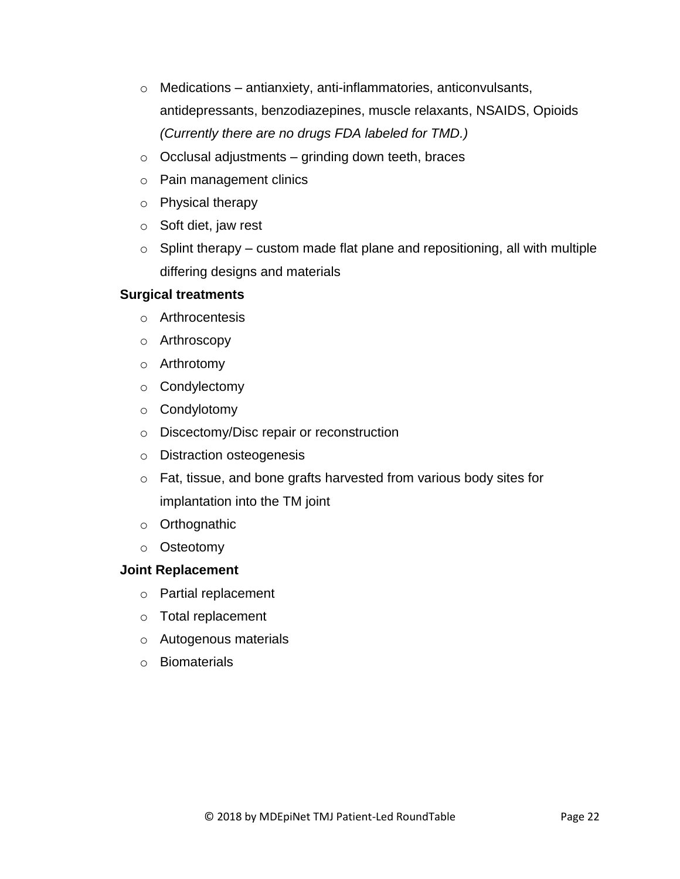- Medications – antianxiety, anti-inflammatories, anticonvulsants, antidepressants, benzodiazepines, muscle relaxants, NSAIDS, Opioids *(Currently there are no drugs FDA labeled for TMD.)*
- Occlusal adjustments – grinding down teeth, braces
- Pain management clinics
- Physical therapy
- Soft diet, jaw rest
- Splint therapy – custom made flat plane and repositioning, all with multiple differing designs and materials

**Surgical treatments**

- Arthrocentesis
- Arthroscopy
- Arthrotomy
- Condylectomy
- Condylotomy
- Discectomy/Disc repair or reconstruction
- Distraction osteogenesis
- Fat, tissue, and bone grafts harvested from various body sites for implantation into the TM joint
- Orthognathic
- Osteotomy

**Joint Replacement**

- Partial replacement
- Total replacement
- Autogenous materials
- Biomaterials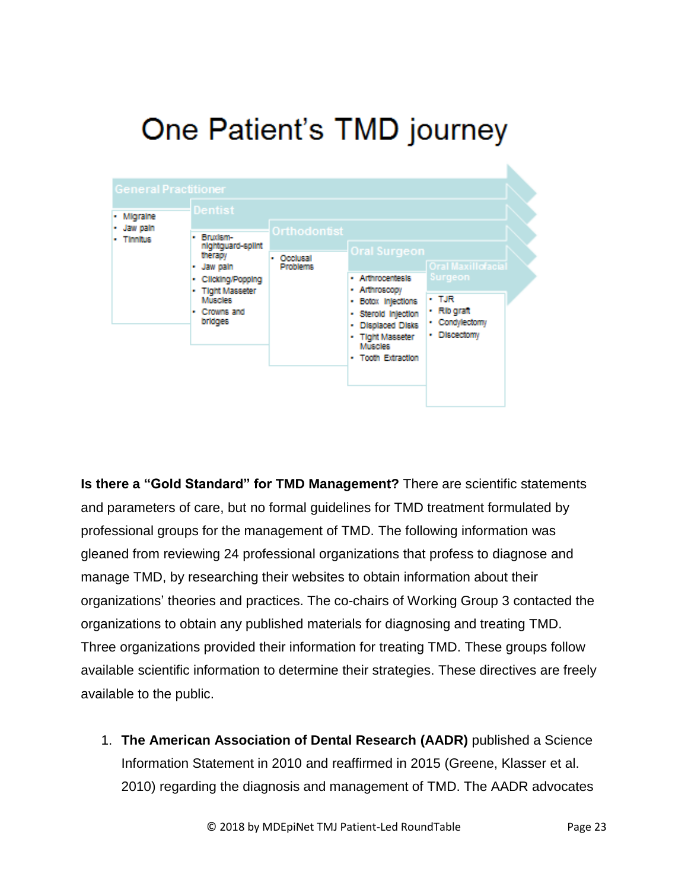# One Patient's TMD journey

| General Practitioner | Dentist | Orthodontist | Oral Surgeon | Oral Maxillofacial Surgeon |
|---|---|---|---|---|
| • Migraine<br>• Jaw pain<br>• Tinnitus | • Bruxism-nightguard-splint therapy<br>• Jaw pain<br>• Clicking/Popping<br>• Tight Masseter Muscles<br>• Crowns and bridges | • Occlusal Problems | • Arthrocentesis<br>• Arthroscopy<br>• Botox Injections<br>• Steroid Injection<br>• Displaced Disks<br>• Tight Masseter Muscles<br>• Tooth Extraction | • TJR<br>• Rib graft<br>• Condylectomy<br>• Discectomy |

**Is there a "Gold Standard" for TMD Management?** There are scientific statements and parameters of care, but no formal guidelines for TMD treatment formulated by professional groups for the management of TMD. The following information was gleaned from reviewing 24 professional organizations that profess to diagnose and manage TMD, by researching their websites to obtain information about their organizations' theories and practices. The co-chairs of Working Group 3 contacted the organizations to obtain any published materials for diagnosing and treating TMD. Three organizations provided their information for treating TMD. These groups follow available scientific information to determine their strategies. These directives are freely available to the public.

1. **The American Association of Dental Research (AADR)** published a Science Information Statement in 2010 and reaffirmed in 2015 (Greene, Klasser et al. 2010) regarding the diagnosis and management of TMD. The AADR advocates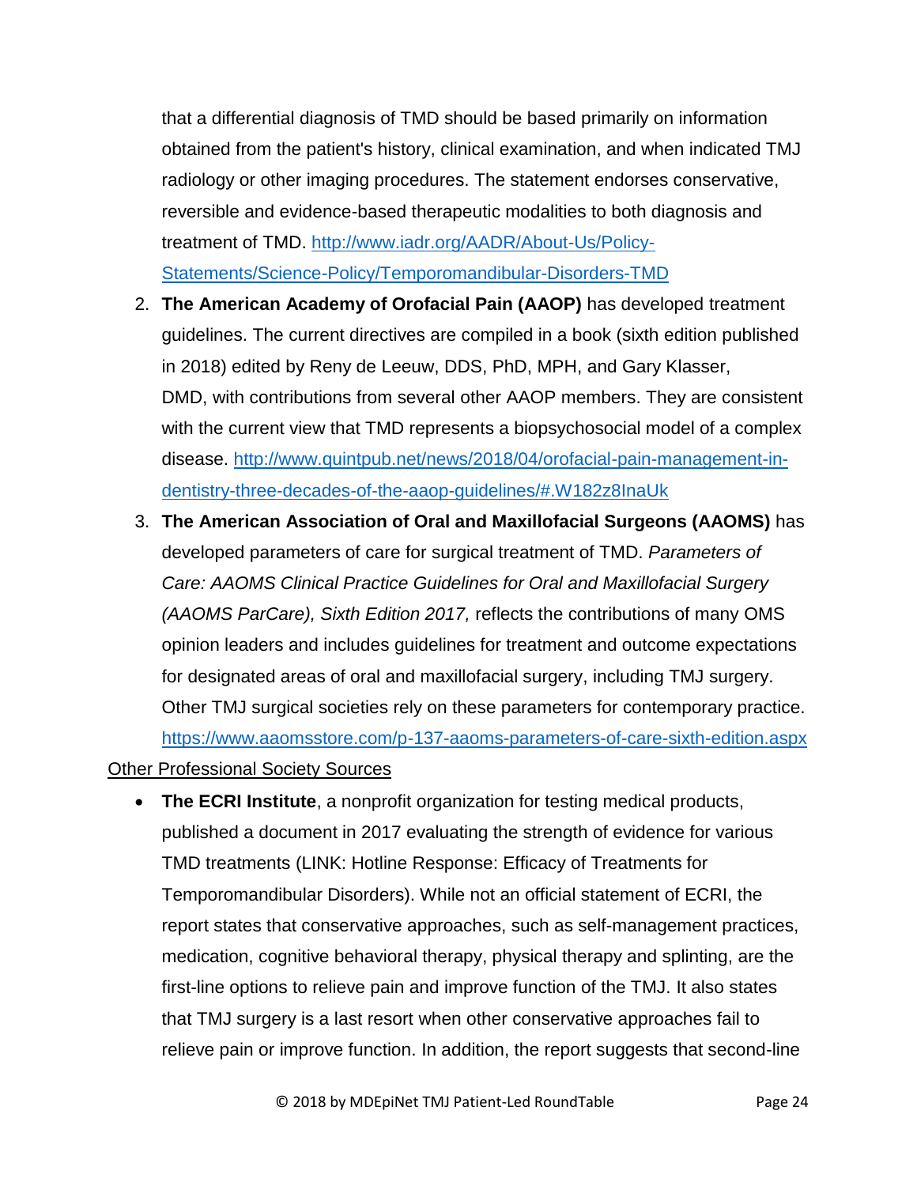that a differential diagnosis of TMD should be based primarily on information obtained from the patient's history, clinical examination, and when indicated TMJ radiology or other imaging procedures. The statement endorses conservative, reversible and evidence-based therapeutic modalities to both diagnosis and treatment of TMD. [http://www.iadr.org/AADR/About-Us/Policy-Statements/Science-Policy/Temporomandibular-Disorders-TMD](http://www.iadr.org/AADR/About-Us/Policy-Statements/Science-Policy/Temporomandibular-Disorders-TMD)

2. **The American Academy of Orofacial Pain (AAOP)** has developed treatment guidelines. The current directives are compiled in a book (sixth edition published in 2018) edited by Reny de Leeuw, DDS, PhD, MPH, and Gary Klasser, DMD, with contributions from several other AAOP members. They are consistent with the current view that TMD represents a biopsychosocial model of a complex disease. [http://www.quintpub.net/news/2018/04/orofacial-pain-management-in-dentistry-three-decades-of-the-aaop-guidelines/#.W182z8InaUk](http://www.quintpub.net/news/2018/04/orofacial-pain-management-in-dentistry-three-decades-of-the-aaop-guidelines/#.W182z8InaUk)
3. **The American Association of Oral and Maxillofacial Surgeons (AAOMS)** has developed parameters of care for surgical treatment of TMD. *Parameters of Care: AAOMS Clinical Practice Guidelines for Oral and Maxillofacial Surgery (AAOMS ParCare), Sixth Edition 2017,* reflects the contributions of many OMS opinion leaders and includes guidelines for treatment and outcome expectations for designated areas of oral and maxillofacial surgery, including TMJ surgery. Other TMJ surgical societies rely on these parameters for contemporary practice. [https://www.aaomsstore.com/p-137-aaoms-parameters-of-care-sixth-edition.aspx](https://www.aaomsstore.com/p-137-aaoms-parameters-of-care-sixth-edition.aspx)

<u>Other Professional Society Sources</u>

- **The ECRI Institute**, a nonprofit organization for testing medical products, published a document in 2017 evaluating the strength of evidence for various TMD treatments (LINK: Hotline Response: Efficacy of Treatments for Temporomandibular Disorders). While not an official statement of ECRI, the report states that conservative approaches, such as self-management practices, medication, cognitive behavioral therapy, physical therapy and splinting, are the first-line options to relieve pain and improve function of the TMJ. It also states that TMJ surgery is a last resort when other conservative approaches fail to relieve pain or improve function. In addition, the report suggests that second-line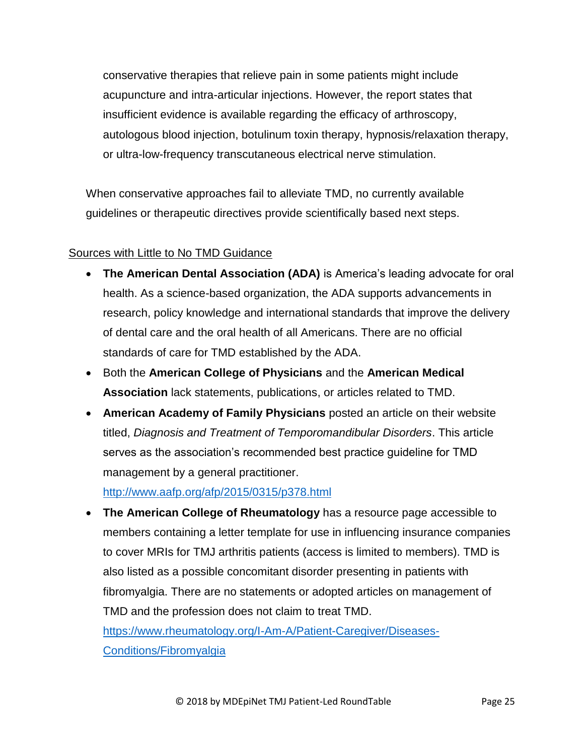conservative therapies that relieve pain in some patients might include acupuncture and intra-articular injections. However, the report states that insufficient evidence is available regarding the efficacy of arthroscopy, autologous blood injection, botulinum toxin therapy, hypnosis/relaxation therapy, or ultra-low-frequency transcutaneous electrical nerve stimulation.

When conservative approaches fail to alleviate TMD, no currently available guidelines or therapeutic directives provide scientifically based next steps.

<u>Sources with Little to No TMD Guidance</u>

- **The American Dental Association (ADA)** is America's leading advocate for oral health. As a science-based organization, the ADA supports advancements in research, policy knowledge and international standards that improve the delivery of dental care and the oral health of all Americans. There are no official standards of care for TMD established by the ADA.
- Both the **American College of Physicians** and the **American Medical Association** lack statements, publications, or articles related to TMD.
- **American Academy of Family Physicians** posted an article on their website titled, *Diagnosis and Treatment of Temporomandibular Disorders*. This article serves as the association's recommended best practice guideline for TMD management by a general practitioner. [http://www.aafp.org/afp/2015/0315/p378.html](http://www.aafp.org/afp/2015/0315/p378.html)
- **The American College of Rheumatology** has a resource page accessible to members containing a letter template for use in influencing insurance companies to cover MRIs for TMJ arthritis patients (access is limited to members). TMD is also listed as a possible concomitant disorder presenting in patients with fibromyalgia. There are no statements or adopted articles on management of TMD and the profession does not claim to treat TMD. [https://www.rheumatology.org/I-Am-A/Patient-Caregiver/Diseases-Conditions/Fibromyalgia](https://www.rheumatology.org/I-Am-A/Patient-Caregiver/Diseases-Conditions/Fibromyalgia)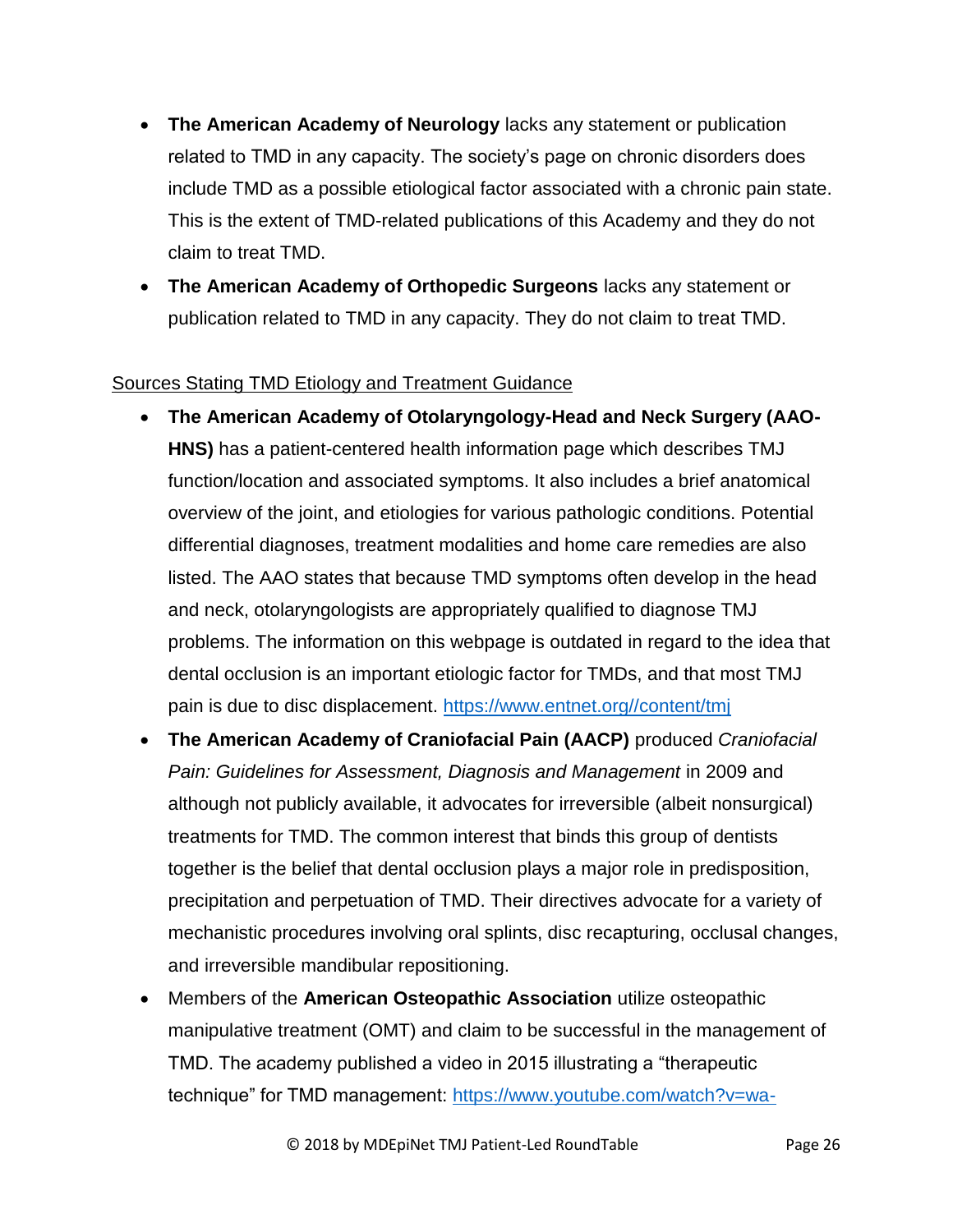- **The American Academy of Neurology** lacks any statement or publication related to TMD in any capacity. The society's page on chronic disorders does include TMD as a possible etiological factor associated with a chronic pain state. This is the extent of TMD-related publications of this Academy and they do not claim to treat TMD.
- **The American Academy of Orthopedic Surgeons** lacks any statement or publication related to TMD in any capacity. They do not claim to treat TMD.

Sources Stating TMD Etiology and Treatment Guidance

- **The American Academy of Otolaryngology-Head and Neck Surgery (AAO-HNS)** has a patient-centered health information page which describes TMJ function/location and associated symptoms. It also includes a brief anatomical overview of the joint, and etiologies for various pathologic conditions. Potential differential diagnoses, treatment modalities and home care remedies are also listed. The AAO states that because TMD symptoms often develop in the head and neck, otolaryngologists are appropriately qualified to diagnose TMJ problems. The information on this webpage is outdated in regard to the idea that dental occlusion is an important etiologic factor for TMDs, and that most TMJ pain is due to disc displacement. https://www.entnet.org//content/tmj
- **The American Academy of Craniofacial Pain (AACP)** produced *Craniofacial Pain: Guidelines for Assessment, Diagnosis and Management* in 2009 and although not publicly available, it advocates for irreversible (albeit nonsurgical) treatments for TMD. The common interest that binds this group of dentists together is the belief that dental occlusion plays a major role in predisposition, precipitation and perpetuation of TMD. Their directives advocate for a variety of mechanistic procedures involving oral splints, disc recapturing, occlusal changes, and irreversible mandibular repositioning.
- Members of the **American Osteopathic Association** utilize osteopathic manipulative treatment (OMT) and claim to be successful in the management of TMD. The academy published a video in 2015 illustrating a "therapeutic technique" for TMD management: https://www.youtube.com/watch?v=wa-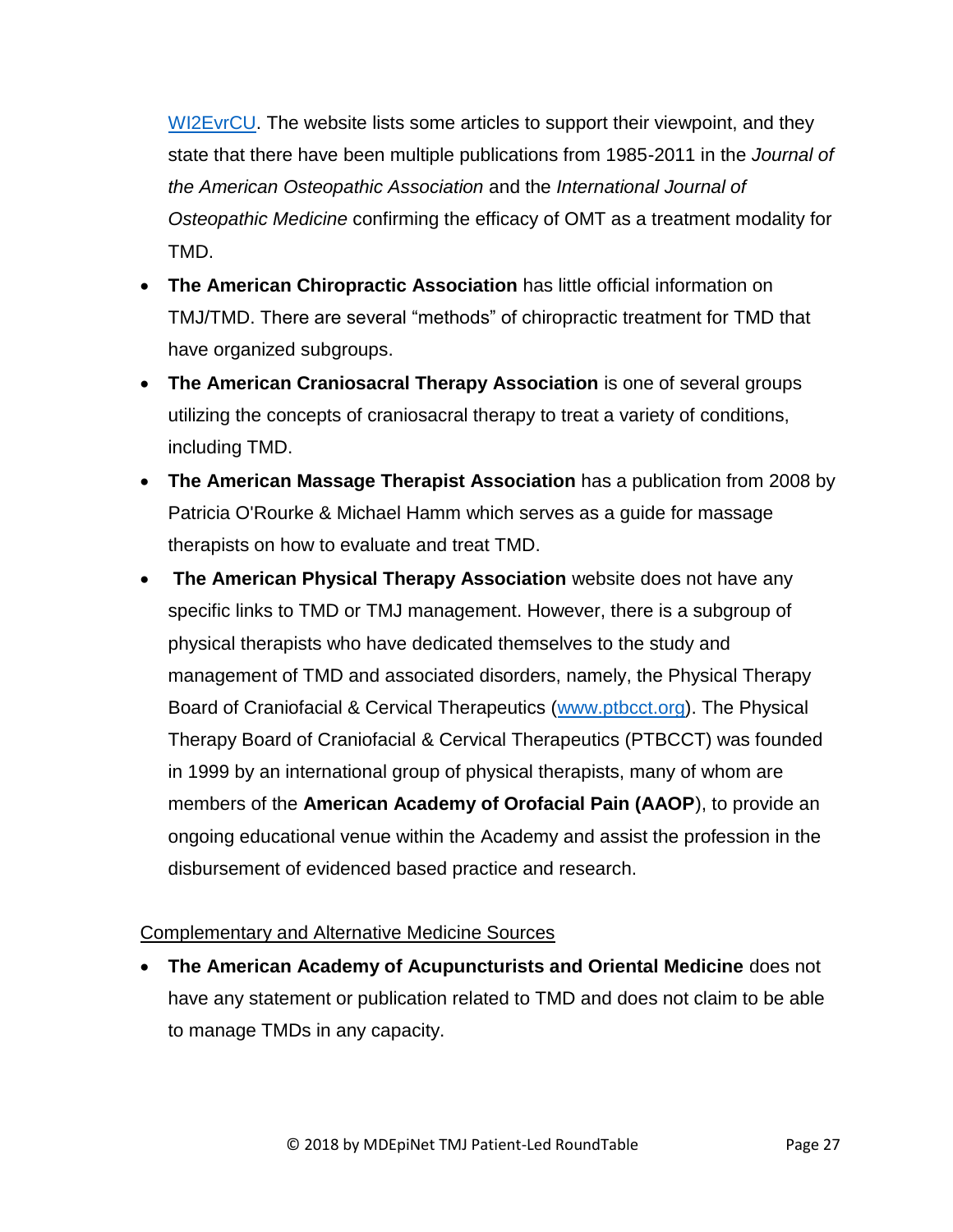WI2EvrCU. The website lists some articles to support their viewpoint, and they state that there have been multiple publications from 1985-2011 in the *Journal of the American Osteopathic Association* and the *International Journal of Osteopathic Medicine* confirming the efficacy of OMT as a treatment modality for TMD.

- **The American Chiropractic Association** has little official information on TMJ/TMD. There are several "methods" of chiropractic treatment for TMD that have organized subgroups.
- **The American Craniosacral Therapy Association** is one of several groups utilizing the concepts of craniosacral therapy to treat a variety of conditions, including TMD.
- **The American Massage Therapist Association** has a publication from 2008 by Patricia O'Rourke & Michael Hamm which serves as a guide for massage therapists on how to evaluate and treat TMD.
- **The American Physical Therapy Association** website does not have any specific links to TMD or TMJ management. However, there is a subgroup of physical therapists who have dedicated themselves to the study and management of TMD and associated disorders, namely, the Physical Therapy Board of Craniofacial & Cervical Therapeutics (www.ptbcct.org). The Physical Therapy Board of Craniofacial & Cervical Therapeutics (PTBCCT) was founded in 1999 by an international group of physical therapists, many of whom are members of the **American Academy of Orofacial Pain (AAOP)**, to provide an ongoing educational venue within the Academy and assist the profession in the disbursement of evidenced based practice and research.

Complementary and Alternative Medicine Sources

- **The American Academy of Acupuncturists and Oriental Medicine** does not have any statement or publication related to TMD and does not claim to be able to manage TMDs in any capacity.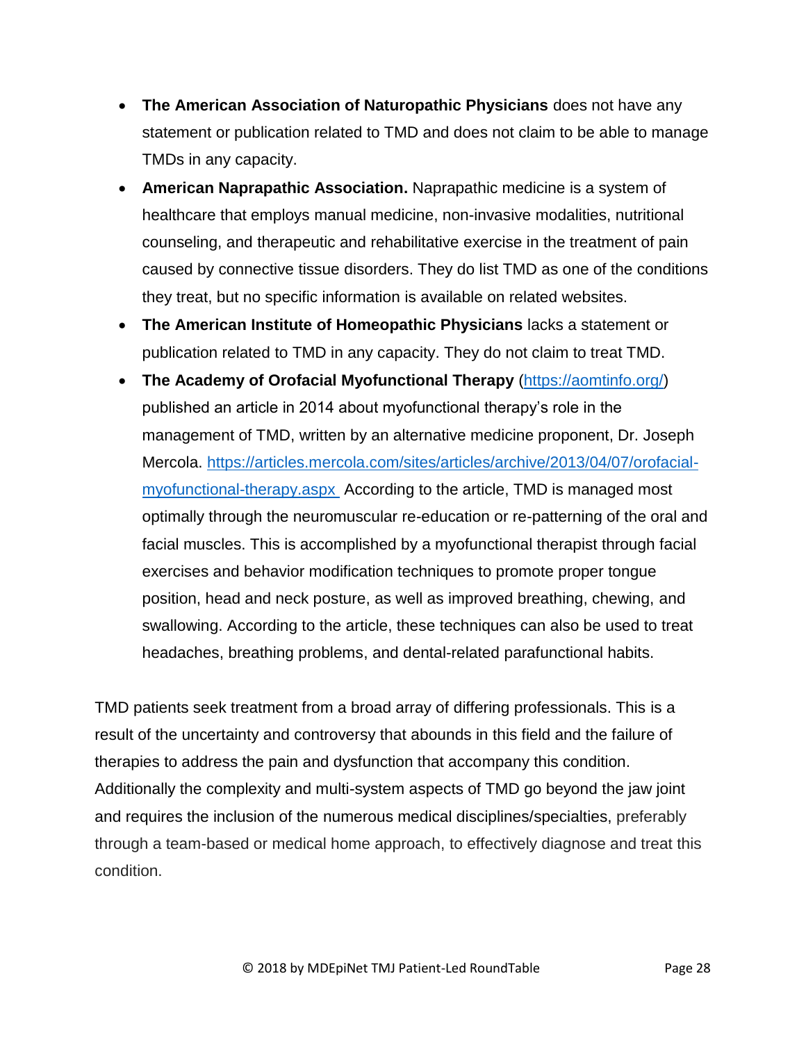- **The American Association of Naturopathic Physicians** does not have any statement or publication related to TMD and does not claim to be able to manage TMDs in any capacity.
- **American Naprapathic Association.** Naprapathic medicine is a system of healthcare that employs manual medicine, non-invasive modalities, nutritional counseling, and therapeutic and rehabilitative exercise in the treatment of pain caused by connective tissue disorders. They do list TMD as one of the conditions they treat, but no specific information is available on related websites.
- **The American Institute of Homeopathic Physicians** lacks a statement or publication related to TMD in any capacity. They do not claim to treat TMD.
- **The Academy of Orofacial Myofunctional Therapy** (https://aomtinfo.org/) published an article in 2014 about myofunctional therapy's role in the management of TMD, written by an alternative medicine proponent, Dr. Joseph Mercola. https://articles.mercola.com/sites/articles/archive/2013/04/07/orofacial-myofunctional-therapy.aspx According to the article, TMD is managed most optimally through the neuromuscular re-education or re-patterning of the oral and facial muscles. This is accomplished by a myofunctional therapist through facial exercises and behavior modification techniques to promote proper tongue position, head and neck posture, as well as improved breathing, chewing, and swallowing. According to the article, these techniques can also be used to treat headaches, breathing problems, and dental-related parafunctional habits.

TMD patients seek treatment from a broad array of differing professionals. This is a result of the uncertainty and controversy that abounds in this field and the failure of therapies to address the pain and dysfunction that accompany this condition. Additionally the complexity and multi-system aspects of TMD go beyond the jaw joint and requires the inclusion of the numerous medical disciplines/specialties, preferably through a team-based or medical home approach, to effectively diagnose and treat this condition.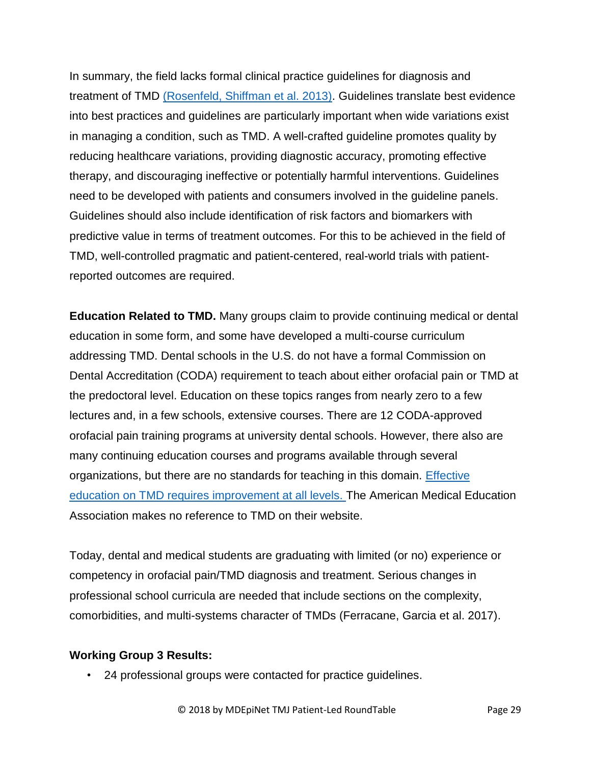In summary, the field lacks formal clinical practice guidelines for diagnosis and treatment of TMD (Rosenfeld, Shiffman et al. 2013). Guidelines translate best evidence into best practices and guidelines are particularly important when wide variations exist in managing a condition, such as TMD. A well-crafted guideline promotes quality by reducing healthcare variations, providing diagnostic accuracy, promoting effective therapy, and discouraging ineffective or potentially harmful interventions. Guidelines need to be developed with patients and consumers involved in the guideline panels. Guidelines should also include identification of risk factors and biomarkers with predictive value in terms of treatment outcomes. For this to be achieved in the field of TMD, well-controlled pragmatic and patient-centered, real-world trials with patient-reported outcomes are required.

**Education Related to TMD.** Many groups claim to provide continuing medical or dental education in some form, and some have developed a multi-course curriculum addressing TMD. Dental schools in the U.S. do not have a formal Commission on Dental Accreditation (CODA) requirement to teach about either orofacial pain or TMD at the predoctoral level. Education on these topics ranges from nearly zero to a few lectures and, in a few schools, extensive courses. There are 12 CODA-approved orofacial pain training programs at university dental schools. However, there also are many continuing education courses and programs available through several organizations, but there are no standards for teaching in this domain. Effective education on TMD requires improvement at all levels. The American Medical Education Association makes no reference to TMD on their website.

Today, dental and medical students are graduating with limited (or no) experience or competency in orofacial pain/TMD diagnosis and treatment. Serious changes in professional school curricula are needed that include sections on the complexity, comorbidities, and multi-systems character of TMDs (Ferracane, Garcia et al. 2017).

**Working Group 3 Results:**

- 24 professional groups were contacted for practice guidelines.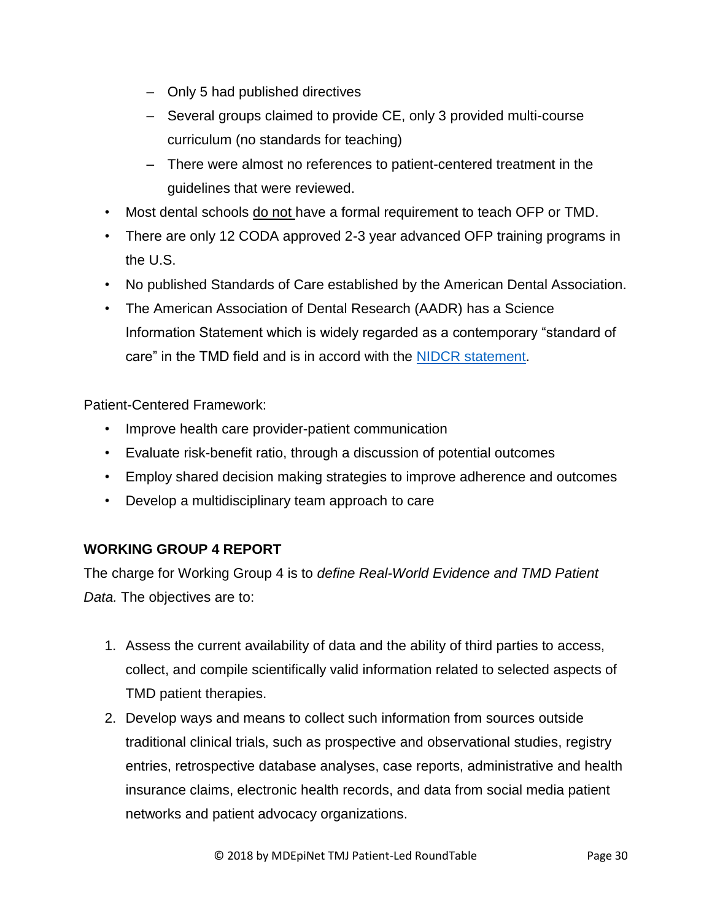- Only 5 had published directives
  - Several groups claimed to provide CE, only 3 provided multi-course curriculum (no standards for teaching)
  - There were almost no references to patient-centered treatment in the guidelines that were reviewed.
- Most dental schools do not have a formal requirement to teach OFP or TMD.
- There are only 12 CODA approved 2-3 year advanced OFP training programs in the U.S.
- No published Standards of Care established by the American Dental Association.
- The American Association of Dental Research (AADR) has a Science Information Statement which is widely regarded as a contemporary "standard of care" in the TMD field and is in accord with the NIDCR statement.

Patient-Centered Framework:

- Improve health care provider-patient communication
- Evaluate risk-benefit ratio, through a discussion of potential outcomes
- Employ shared decision making strategies to improve adherence and outcomes
- Develop a multidisciplinary team approach to care

**WORKING GROUP 4 REPORT**

The charge for Working Group 4 is to *define Real-World Evidence and TMD Patient Data.* The objectives are to:

1. Assess the current availability of data and the ability of third parties to access, collect, and compile scientifically valid information related to selected aspects of TMD patient therapies.
2. Develop ways and means to collect such information from sources outside traditional clinical trials, such as prospective and observational studies, registry entries, retrospective database analyses, case reports, administrative and health insurance claims, electronic health records, and data from social media patient networks and patient advocacy organizations.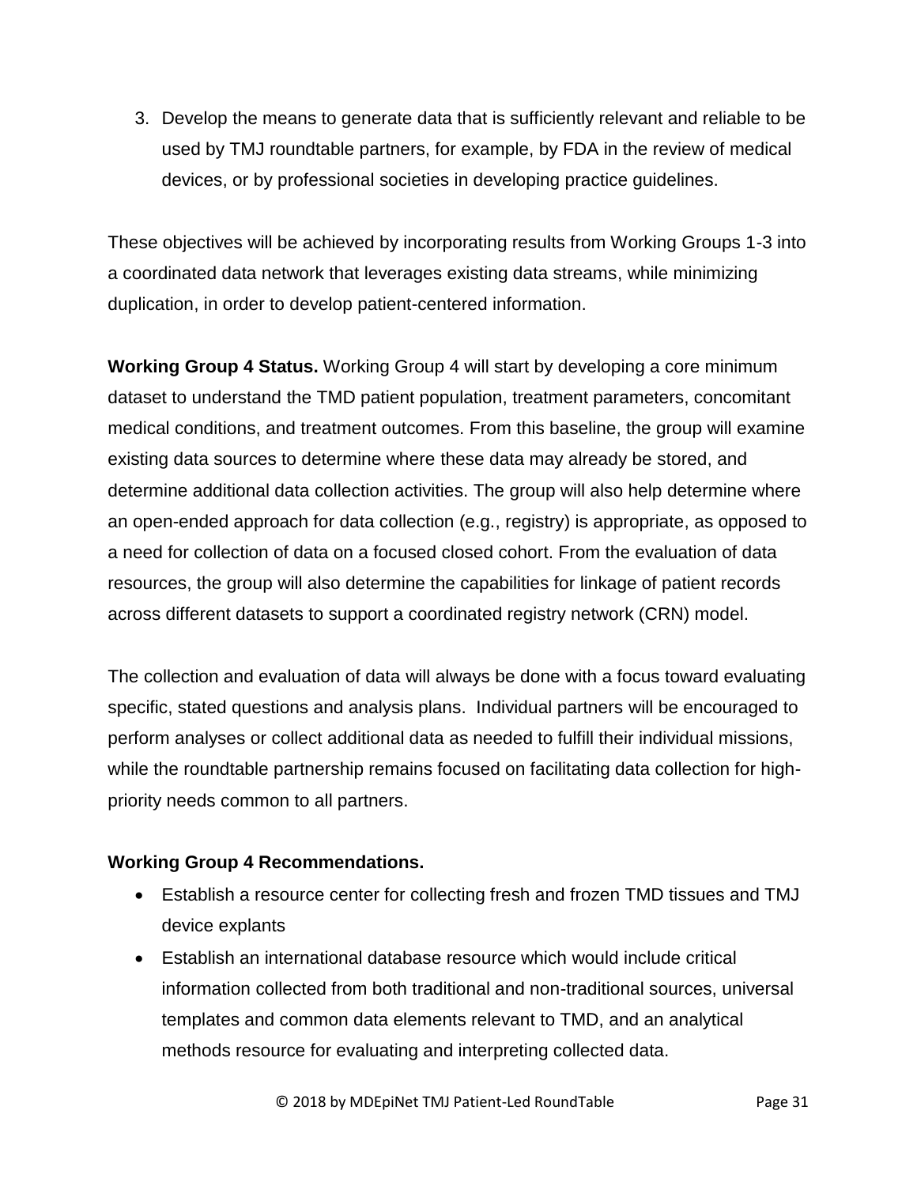3. Develop the means to generate data that is sufficiently relevant and reliable to be used by TMJ roundtable partners, for example, by FDA in the review of medical devices, or by professional societies in developing practice guidelines.

These objectives will be achieved by incorporating results from Working Groups 1-3 into a coordinated data network that leverages existing data streams, while minimizing duplication, in order to develop patient-centered information.

**Working Group 4 Status.** Working Group 4 will start by developing a core minimum dataset to understand the TMD patient population, treatment parameters, concomitant medical conditions, and treatment outcomes. From this baseline, the group will examine existing data sources to determine where these data may already be stored, and determine additional data collection activities. The group will also help determine where an open-ended approach for data collection (e.g., registry) is appropriate, as opposed to a need for collection of data on a focused closed cohort. From the evaluation of data resources, the group will also determine the capabilities for linkage of patient records across different datasets to support a coordinated registry network (CRN) model.

The collection and evaluation of data will always be done with a focus toward evaluating specific, stated questions and analysis plans. Individual partners will be encouraged to perform analyses or collect additional data as needed to fulfill their individual missions, while the roundtable partnership remains focused on facilitating data collection for high-priority needs common to all partners.

**Working Group 4 Recommendations.**

- Establish a resource center for collecting fresh and frozen TMD tissues and TMJ device explants
- Establish an international database resource which would include critical information collected from both traditional and non-traditional sources, universal templates and common data elements relevant to TMD, and an analytical methods resource for evaluating and interpreting collected data.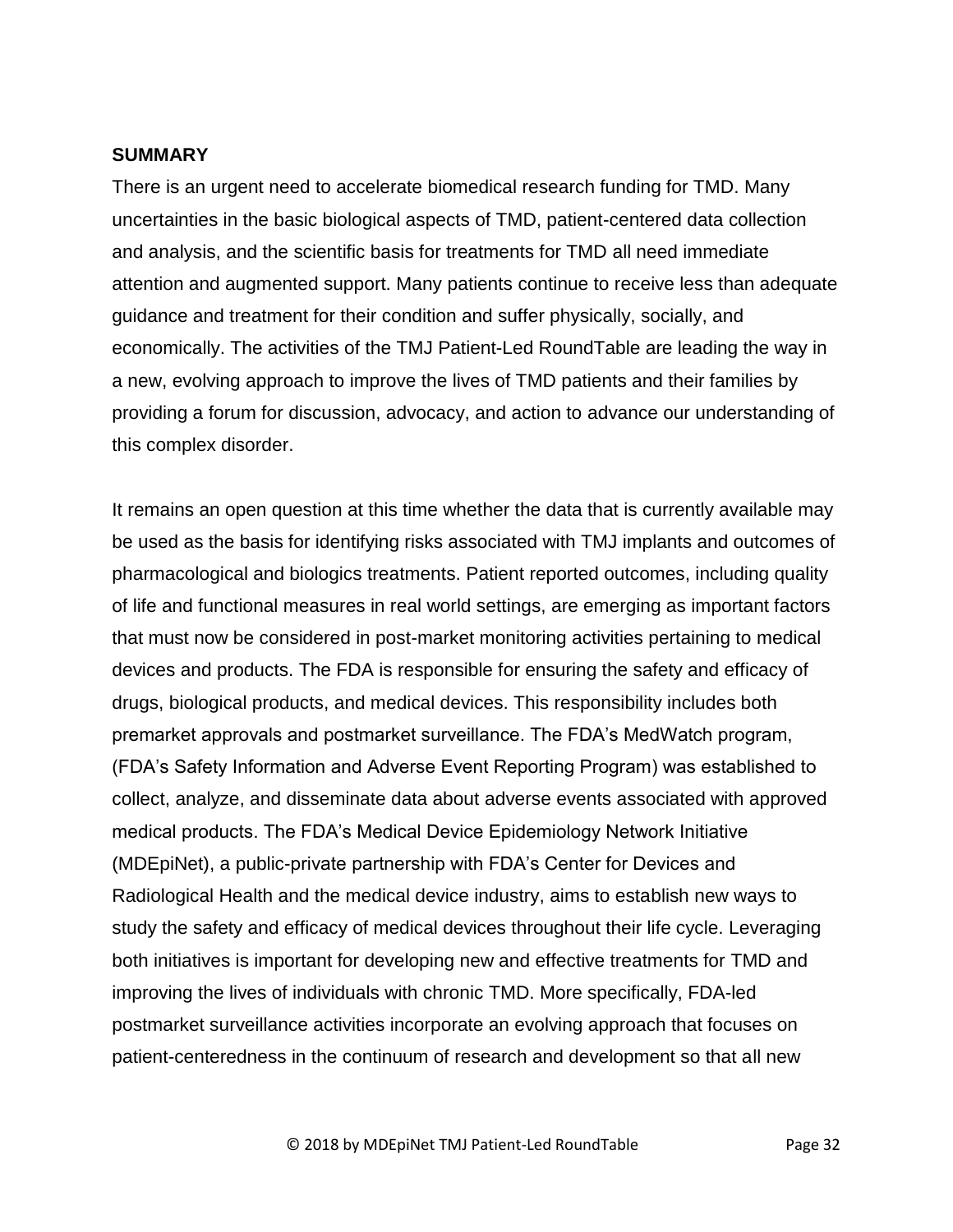## SUMMARY

There is an urgent need to accelerate biomedical research funding for TMD. Many uncertainties in the basic biological aspects of TMD, patient-centered data collection and analysis, and the scientific basis for treatments for TMD all need immediate attention and augmented support. Many patients continue to receive less than adequate guidance and treatment for their condition and suffer physically, socially, and economically. The activities of the TMJ Patient-Led RoundTable are leading the way in a new, evolving approach to improve the lives of TMD patients and their families by providing a forum for discussion, advocacy, and action to advance our understanding of this complex disorder.

It remains an open question at this time whether the data that is currently available may be used as the basis for identifying risks associated with TMJ implants and outcomes of pharmacological and biologics treatments. Patient reported outcomes, including quality of life and functional measures in real world settings, are emerging as important factors that must now be considered in post-market monitoring activities pertaining to medical devices and products. The FDA is responsible for ensuring the safety and efficacy of drugs, biological products, and medical devices. This responsibility includes both premarket approvals and postmarket surveillance. The FDA's MedWatch program, (FDA's Safety Information and Adverse Event Reporting Program) was established to collect, analyze, and disseminate data about adverse events associated with approved medical products. The FDA's Medical Device Epidemiology Network Initiative (MDEpiNet), a public-private partnership with FDA's Center for Devices and Radiological Health and the medical device industry, aims to establish new ways to study the safety and efficacy of medical devices throughout their life cycle. Leveraging both initiatives is important for developing new and effective treatments for TMD and improving the lives of individuals with chronic TMD. More specifically, FDA-led postmarket surveillance activities incorporate an evolving approach that focuses on patient-centeredness in the continuum of research and development so that all new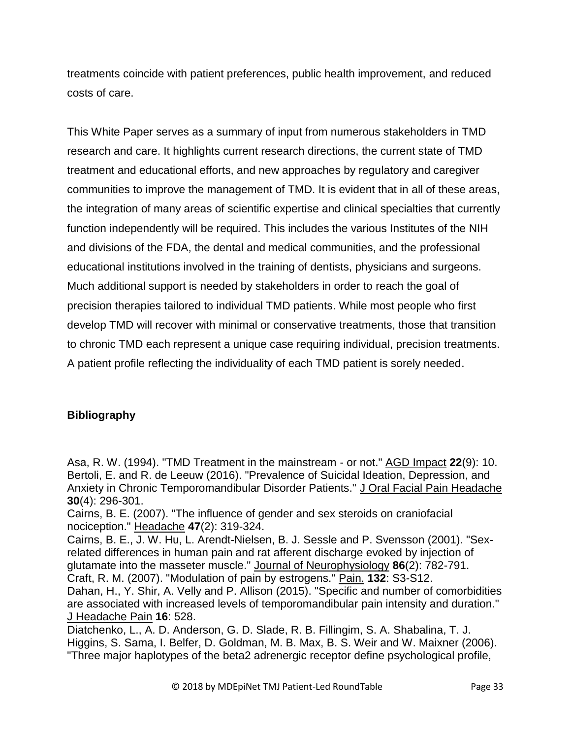treatments coincide with patient preferences, public health improvement, and reduced costs of care.

This White Paper serves as a summary of input from numerous stakeholders in TMD research and care. It highlights current research directions, the current state of TMD treatment and educational efforts, and new approaches by regulatory and caregiver communities to improve the management of TMD. It is evident that in all of these areas, the integration of many areas of scientific expertise and clinical specialties that currently function independently will be required. This includes the various Institutes of the NIH and divisions of the FDA, the dental and medical communities, and the professional educational institutions involved in the training of dentists, physicians and surgeons. Much additional support is needed by stakeholders in order to reach the goal of precision therapies tailored to individual TMD patients. While most people who first develop TMD will recover with minimal or conservative treatments, those that transition to chronic TMD each represent a unique case requiring individual, precision treatments. A patient profile reflecting the individuality of each TMD patient is sorely needed.

## Bibliography

Asa, R. W. (1994). "TMD Treatment in the mainstream - or not." AGD Impact **22**(9): 10.

Bertoli, E. and R. de Leeuw (2016). "Prevalence of Suicidal Ideation, Depression, and Anxiety in Chronic Temporomandibular Disorder Patients." J Oral Facial Pain Headache **30**(4): 296-301.

Cairns, B. E. (2007). "The influence of gender and sex steroids on craniofacial nociception." Headache **47**(2): 319-324.

Cairns, B. E., J. W. Hu, L. Arendt-Nielsen, B. J. Sessle and P. Svensson (2001). "Sex-related differences in human pain and rat afferent discharge evoked by injection of glutamate into the masseter muscle." Journal of Neurophysiology **86**(2): 782-791.

Craft, R. M. (2007). "Modulation of pain by estrogens." Pain. **132**: S3-S12.

Dahan, H., Y. Shir, A. Velly and P. Allison (2015). "Specific and number of comorbidities are associated with increased levels of temporomandibular pain intensity and duration." J Headache Pain **16**: 528.

Diatchenko, L., A. D. Anderson, G. D. Slade, R. B. Fillingim, S. A. Shabalina, T. J. Higgins, S. Sama, I. Belfer, D. Goldman, M. B. Max, B. S. Weir and W. Maixner (2006). "Three major haplotypes of the beta2 adrenergic receptor define psychological profile,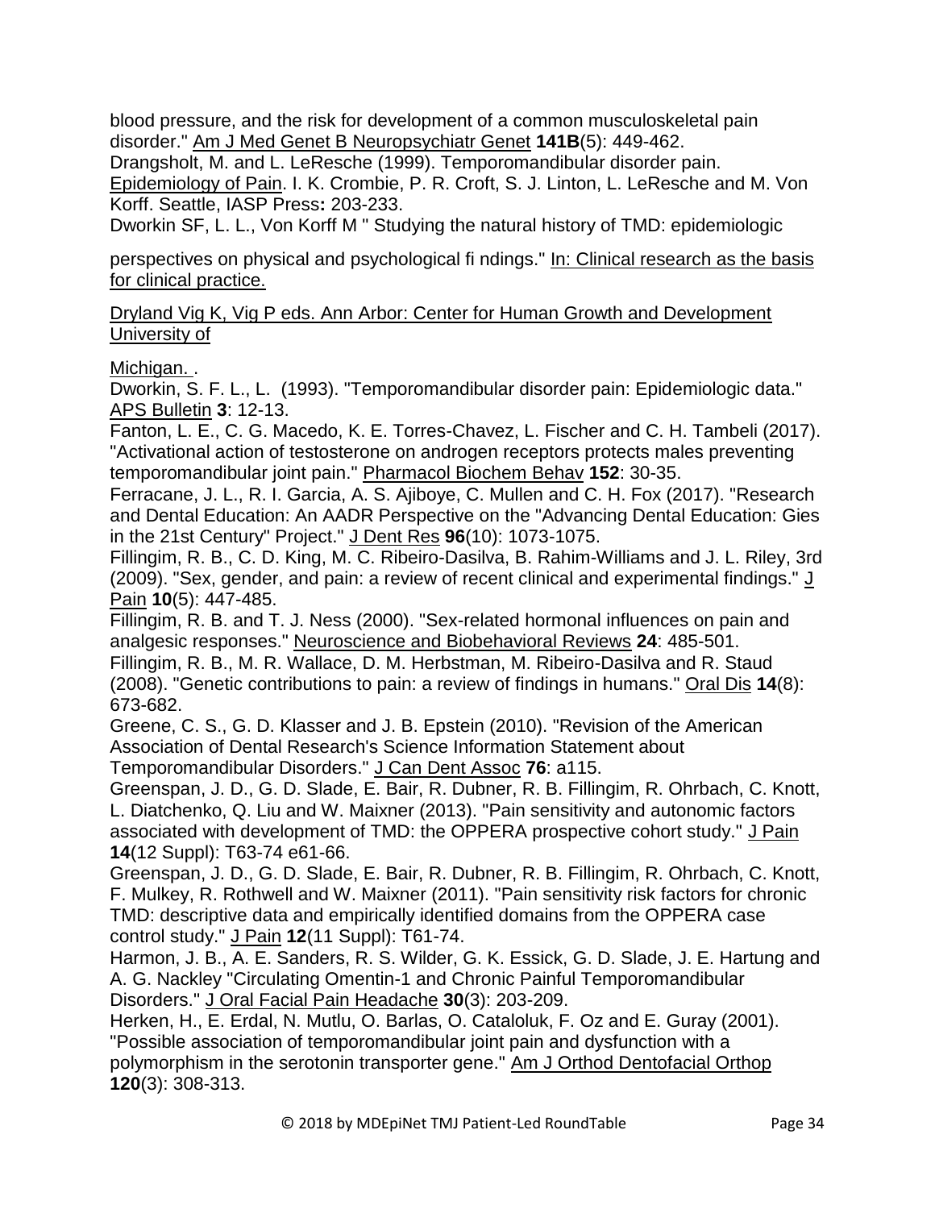blood pressure, and the risk for development of a common musculoskeletal pain disorder." Am J Med Genet B Neuropsychiatr Genet **141B**(5): 449-462.

Drangsholt, M. and L. LeResche (1999). Temporomandibular disorder pain. Epidemiology of Pain. I. K. Crombie, P. R. Croft, S. J. Linton, L. LeResche and M. Von Korff. Seattle, IASP Press**:** 203-233.

Dworkin SF, L. L., Von Korff M " Studying the natural history of TMD: epidemiologic

perspectives on physical and psychological fi ndings." In: Clinical research as the basis for clinical practice.

Dryland Vig K, Vig P eds. Ann Arbor: Center for Human Growth and Development University of

Michigan. .

Dworkin, S. F. L., L. (1993). "Temporomandibular disorder pain: Epidemiologic data." APS Bulletin **3**: 12-13.

Fanton, L. E., C. G. Macedo, K. E. Torres-Chavez, L. Fischer and C. H. Tambeli (2017). "Activational action of testosterone on androgen receptors protects males preventing temporomandibular joint pain." Pharmacol Biochem Behav **152**: 30-35.

Ferracane, J. L., R. I. Garcia, A. S. Ajiboye, C. Mullen and C. H. Fox (2017). "Research and Dental Education: An AADR Perspective on the "Advancing Dental Education: Gies in the 21st Century" Project." J Dent Res **96**(10): 1073-1075.

Fillingim, R. B., C. D. King, M. C. Ribeiro-Dasilva, B. Rahim-Williams and J. L. Riley, 3rd (2009). "Sex, gender, and pain: a review of recent clinical and experimental findings." J Pain **10**(5): 447-485.

Fillingim, R. B. and T. J. Ness (2000). "Sex-related hormonal influences on pain and analgesic responses." Neuroscience and Biobehavioral Reviews **24**: 485-501.

Fillingim, R. B., M. R. Wallace, D. M. Herbstman, M. Ribeiro-Dasilva and R. Staud (2008). "Genetic contributions to pain: a review of findings in humans." Oral Dis **14**(8): 673-682.

Greene, C. S., G. D. Klasser and J. B. Epstein (2010). "Revision of the American Association of Dental Research's Science Information Statement about Temporomandibular Disorders." J Can Dent Assoc **76**: a115.

Greenspan, J. D., G. D. Slade, E. Bair, R. Dubner, R. B. Fillingim, R. Ohrbach, C. Knott, L. Diatchenko, Q. Liu and W. Maixner (2013). "Pain sensitivity and autonomic factors associated with development of TMD: the OPPERA prospective cohort study." J Pain **14**(12 Suppl): T63-74 e61-66.

Greenspan, J. D., G. D. Slade, E. Bair, R. Dubner, R. B. Fillingim, R. Ohrbach, C. Knott, F. Mulkey, R. Rothwell and W. Maixner (2011). "Pain sensitivity risk factors for chronic TMD: descriptive data and empirically identified domains from the OPPERA case control study." J Pain **12**(11 Suppl): T61-74.

Harmon, J. B., A. E. Sanders, R. S. Wilder, G. K. Essick, G. D. Slade, J. E. Hartung and A. G. Nackley "Circulating Omentin-1 and Chronic Painful Temporomandibular Disorders." J Oral Facial Pain Headache **30**(3): 203-209.

Herken, H., E. Erdal, N. Mutlu, O. Barlas, O. Cataloluk, F. Oz and E. Guray (2001). "Possible association of temporomandibular joint pain and dysfunction with a polymorphism in the serotonin transporter gene." Am J Orthod Dentofacial Orthop **120**(3): 308-313.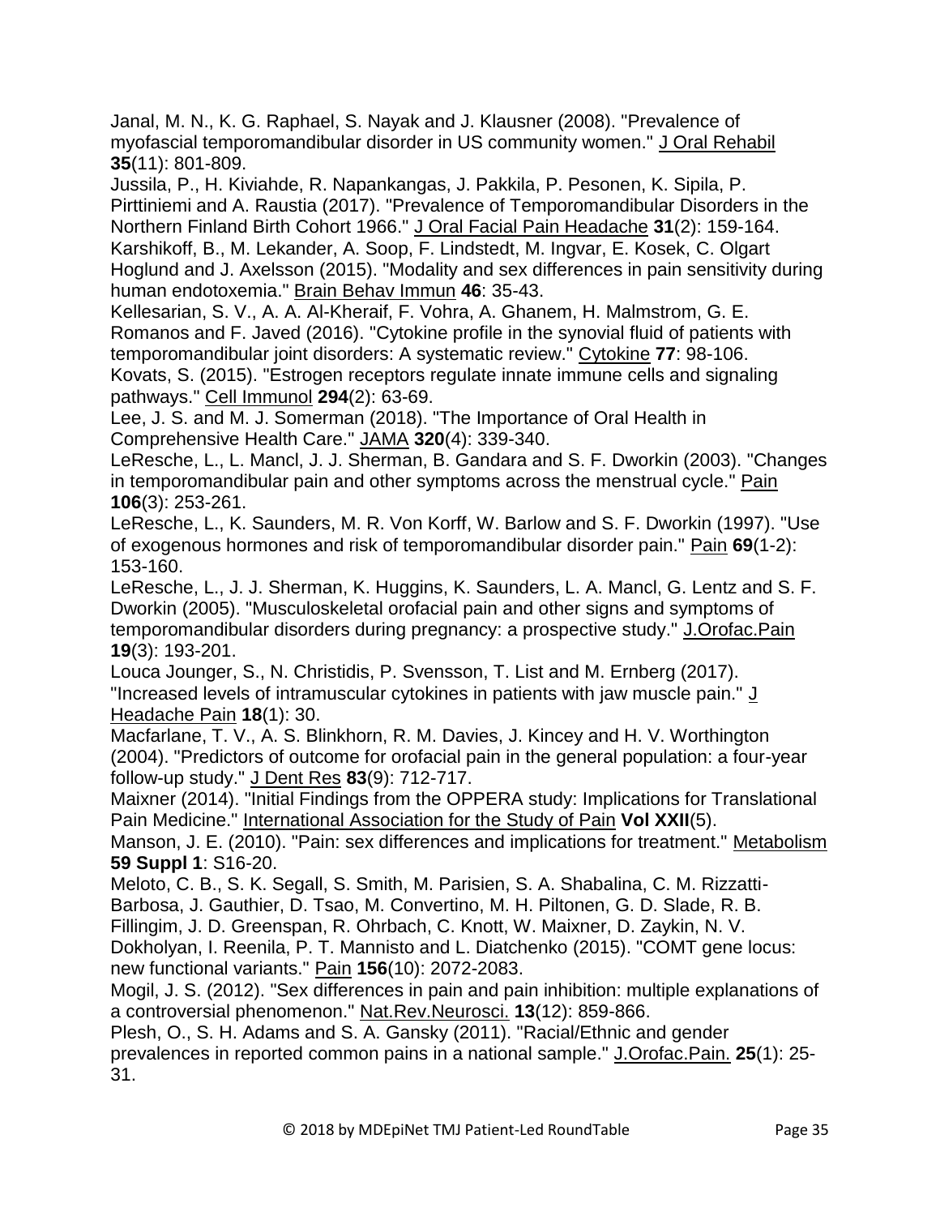Janal, M. N., K. G. Raphael, S. Nayak and J. Klausner (2008). "Prevalence of myofascial temporomandibular disorder in US community women." J Oral Rehabil **35**(11): 801-809.

Jussila, P., H. Kiviahde, R. Napankangas, J. Pakkila, P. Pesonen, K. Sipila, P. Pirttiniemi and A. Raustia (2017). "Prevalence of Temporomandibular Disorders in the Northern Finland Birth Cohort 1966." J Oral Facial Pain Headache **31**(2): 159-164.

Karshikoff, B., M. Lekander, A. Soop, F. Lindstedt, M. Ingvar, E. Kosek, C. Olgart Hoglund and J. Axelsson (2015). "Modality and sex differences in pain sensitivity during human endotoxemia." Brain Behav Immun **46**: 35-43.

Kellesarian, S. V., A. A. Al-Kheraif, F. Vohra, A. Ghanem, H. Malmstrom, G. E. Romanos and F. Javed (2016). "Cytokine profile in the synovial fluid of patients with temporomandibular joint disorders: A systematic review." Cytokine **77**: 98-106.

Kovats, S. (2015). "Estrogen receptors regulate innate immune cells and signaling pathways." Cell Immunol **294**(2): 63-69.

Lee, J. S. and M. J. Somerman (2018). "The Importance of Oral Health in Comprehensive Health Care." JAMA **320**(4): 339-340.

LeResche, L., L. Mancl, J. J. Sherman, B. Gandara and S. F. Dworkin (2003). "Changes in temporomandibular pain and other symptoms across the menstrual cycle." Pain **106**(3): 253-261.

LeResche, L., K. Saunders, M. R. Von Korff, W. Barlow and S. F. Dworkin (1997). "Use of exogenous hormones and risk of temporomandibular disorder pain." Pain **69**(1-2): 153-160.

LeResche, L., J. J. Sherman, K. Huggins, K. Saunders, L. A. Mancl, G. Lentz and S. F. Dworkin (2005). "Musculoskeletal orofacial pain and other signs and symptoms of temporomandibular disorders during pregnancy: a prospective study." J.Orofac.Pain **19**(3): 193-201.

Louca Jounger, S., N. Christidis, P. Svensson, T. List and M. Ernberg (2017). "Increased levels of intramuscular cytokines in patients with jaw muscle pain." J Headache Pain **18**(1): 30.

Macfarlane, T. V., A. S. Blinkhorn, R. M. Davies, J. Kincey and H. V. Worthington (2004). "Predictors of outcome for orofacial pain in the general population: a four-year follow-up study." J Dent Res **83**(9): 712-717.

Maixner (2014). "Initial Findings from the OPPERA study: Implications for Translational Pain Medicine." International Association for the Study of Pain **Vol XXII**(5).

Manson, J. E. (2010). "Pain: sex differences and implications for treatment." Metabolism **59 Suppl 1**: S16-20.

Meloto, C. B., S. K. Segall, S. Smith, M. Parisien, S. A. Shabalina, C. M. Rizzatti-Barbosa, J. Gauthier, D. Tsao, M. Convertino, M. H. Piltonen, G. D. Slade, R. B. Fillingim, J. D. Greenspan, R. Ohrbach, C. Knott, W. Maixner, D. Zaykin, N. V. Dokholyan, I. Reenila, P. T. Mannisto and L. Diatchenko (2015). "COMT gene locus: new functional variants." Pain **156**(10): 2072-2083.

Mogil, J. S. (2012). "Sex differences in pain and pain inhibition: multiple explanations of a controversial phenomenon." Nat.Rev.Neurosci. **13**(12): 859-866.

Plesh, O., S. H. Adams and S. A. Gansky (2011). "Racial/Ethnic and gender prevalences in reported common pains in a national sample." J.Orofac.Pain. **25**(1): 25-31.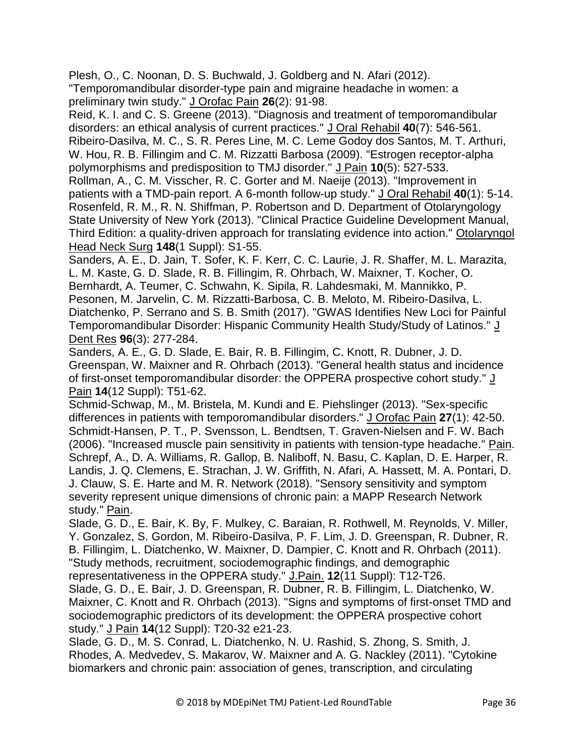Plesh, O., C. Noonan, D. S. Buchwald, J. Goldberg and N. Afari (2012). "Temporomandibular disorder-type pain and migraine headache in women: a preliminary twin study." J Orofac Pain **26**(2): 91-98.

Reid, K. I. and C. S. Greene (2013). "Diagnosis and treatment of temporomandibular disorders: an ethical analysis of current practices." J Oral Rehabil **40**(7): 546-561.

Ribeiro-Dasilva, M. C., S. R. Peres Line, M. C. Leme Godoy dos Santos, M. T. Arthuri, W. Hou, R. B. Fillingim and C. M. Rizzatti Barbosa (2009). "Estrogen receptor-alpha polymorphisms and predisposition to TMJ disorder." J Pain **10**(5): 527-533.

Rollman, A., C. M. Visscher, R. C. Gorter and M. Naeije (2013). "Improvement in patients with a TMD-pain report. A 6-month follow-up study." J Oral Rehabil **40**(1): 5-14.

Rosenfeld, R. M., R. N. Shiffman, P. Robertson and D. Department of Otolaryngology State University of New York (2013). "Clinical Practice Guideline Development Manual, Third Edition: a quality-driven approach for translating evidence into action." Otolaryngol Head Neck Surg **148**(1 Suppl): S1-55.

Sanders, A. E., D. Jain, T. Sofer, K. F. Kerr, C. C. Laurie, J. R. Shaffer, M. L. Marazita, L. M. Kaste, G. D. Slade, R. B. Fillingim, R. Ohrbach, W. Maixner, T. Kocher, O. Bernhardt, A. Teumer, C. Schwahn, K. Sipila, R. Lahdesmaki, M. Mannikko, P. Pesonen, M. Jarvelin, C. M. Rizzatti-Barbosa, C. B. Meloto, M. Ribeiro-Dasilva, L. Diatchenko, P. Serrano and S. B. Smith (2017). "GWAS Identifies New Loci for Painful Temporomandibular Disorder: Hispanic Community Health Study/Study of Latinos." J Dent Res **96**(3): 277-284.

Sanders, A. E., G. D. Slade, E. Bair, R. B. Fillingim, C. Knott, R. Dubner, J. D. Greenspan, W. Maixner and R. Ohrbach (2013). "General health status and incidence of first-onset temporomandibular disorder: the OPPERA prospective cohort study." J Pain **14**(12 Suppl): T51-62.

Schmid-Schwap, M., M. Bristela, M. Kundi and E. Piehslinger (2013). "Sex-specific differences in patients with temporomandibular disorders." J Orofac Pain **27**(1): 42-50.

Schmidt-Hansen, P. T., P. Svensson, L. Bendtsen, T. Graven-Nielsen and F. W. Bach (2006). "Increased muscle pain sensitivity in patients with tension-type headache." Pain.

Schrepf, A., D. A. Williams, R. Gallop, B. Naliboff, N. Basu, C. Kaplan, D. E. Harper, R. Landis, J. Q. Clemens, E. Strachan, J. W. Griffith, N. Afari, A. Hassett, M. A. Pontari, D. J. Clauw, S. E. Harte and M. R. Network (2018). "Sensory sensitivity and symptom severity represent unique dimensions of chronic pain: a MAPP Research Network study." Pain.

Slade, G. D., E. Bair, K. By, F. Mulkey, C. Baraian, R. Rothwell, M. Reynolds, V. Miller, Y. Gonzalez, S. Gordon, M. Ribeiro-Dasilva, P. F. Lim, J. D. Greenspan, R. Dubner, R. B. Fillingim, L. Diatchenko, W. Maixner, D. Dampier, C. Knott and R. Ohrbach (2011). "Study methods, recruitment, sociodemographic findings, and demographic representativeness in the OPPERA study." J.Pain. **12**(11 Suppl): T12-T26.

Slade, G. D., E. Bair, J. D. Greenspan, R. Dubner, R. B. Fillingim, L. Diatchenko, W. Maixner, C. Knott and R. Ohrbach (2013). "Signs and symptoms of first-onset TMD and sociodemographic predictors of its development: the OPPERA prospective cohort study." J Pain **14**(12 Suppl): T20-32 e21-23.

Slade, G. D., M. S. Conrad, L. Diatchenko, N. U. Rashid, S. Zhong, S. Smith, J. Rhodes, A. Medvedev, S. Makarov, W. Maixner and A. G. Nackley (2011). "Cytokine biomarkers and chronic pain: association of genes, transcription, and circulating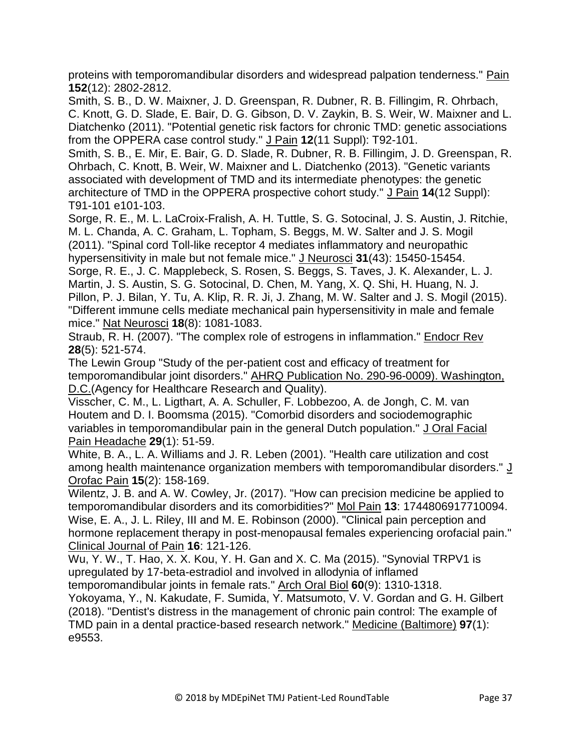proteins with temporomandibular disorders and widespread palpation tenderness." Pain **152**(12): 2802-2812.

Smith, S. B., D. W. Maixner, J. D. Greenspan, R. Dubner, R. B. Fillingim, R. Ohrbach, C. Knott, G. D. Slade, E. Bair, D. G. Gibson, D. V. Zaykin, B. S. Weir, W. Maixner and L. Diatchenko (2011). "Potential genetic risk factors for chronic TMD: genetic associations from the OPPERA case control study." J Pain **12**(11 Suppl): T92-101.

Smith, S. B., E. Mir, E. Bair, G. D. Slade, R. Dubner, R. B. Fillingim, J. D. Greenspan, R. Ohrbach, C. Knott, B. Weir, W. Maixner and L. Diatchenko (2013). "Genetic variants associated with development of TMD and its intermediate phenotypes: the genetic architecture of TMD in the OPPERA prospective cohort study." J Pain **14**(12 Suppl): T91-101 e101-103.

Sorge, R. E., M. L. LaCroix-Fralish, A. H. Tuttle, S. G. Sotocinal, J. S. Austin, J. Ritchie, M. L. Chanda, A. C. Graham, L. Topham, S. Beggs, M. W. Salter and J. S. Mogil (2011). "Spinal cord Toll-like receptor 4 mediates inflammatory and neuropathic hypersensitivity in male but not female mice." J Neurosci **31**(43): 15450-15454.

Sorge, R. E., J. C. Mapplebeck, S. Rosen, S. Beggs, S. Taves, J. K. Alexander, L. J. Martin, J. S. Austin, S. G. Sotocinal, D. Chen, M. Yang, X. Q. Shi, H. Huang, N. J. Pillon, P. J. Bilan, Y. Tu, A. Klip, R. R. Ji, J. Zhang, M. W. Salter and J. S. Mogil (2015). "Different immune cells mediate mechanical pain hypersensitivity in male and female mice." Nat Neurosci **18**(8): 1081-1083.

Straub, R. H. (2007). "The complex role of estrogens in inflammation." Endocr Rev **28**(5): 521-574.

The Lewin Group "Study of the per-patient cost and efficacy of treatment for temporomandibular joint disorders." AHRQ Publication No. 290-96-0009). Washington, D.C.(Agency for Healthcare Research and Quality).

Visscher, C. M., L. Ligthart, A. A. Schuller, F. Lobbezoo, A. de Jongh, C. M. van Houtem and D. I. Boomsma (2015). "Comorbid disorders and sociodemographic variables in temporomandibular pain in the general Dutch population." J Oral Facial Pain Headache **29**(1): 51-59.

White, B. A., L. A. Williams and J. R. Leben (2001). "Health care utilization and cost among health maintenance organization members with temporomandibular disorders." J Orofac Pain **15**(2): 158-169.

Wilentz, J. B. and A. W. Cowley, Jr. (2017). "How can precision medicine be applied to temporomandibular disorders and its comorbidities?" Mol Pain **13**: 1744806917710094.

Wise, E. A., J. L. Riley, III and M. E. Robinson (2000). "Clinical pain perception and hormone replacement therapy in post-menopausal females experiencing orofacial pain." Clinical Journal of Pain **16**: 121-126.

Wu, Y. W., T. Hao, X. X. Kou, Y. H. Gan and X. C. Ma (2015). "Synovial TRPV1 is upregulated by 17-beta-estradiol and involved in allodynia of inflamed temporomandibular joints in female rats." Arch Oral Biol **60**(9): 1310-1318.

Yokoyama, Y., N. Kakudate, F. Sumida, Y. Matsumoto, V. V. Gordan and G. H. Gilbert (2018). "Dentist's distress in the management of chronic pain control: The example of TMD pain in a dental practice-based research network." Medicine (Baltimore) **97**(1): e9553.